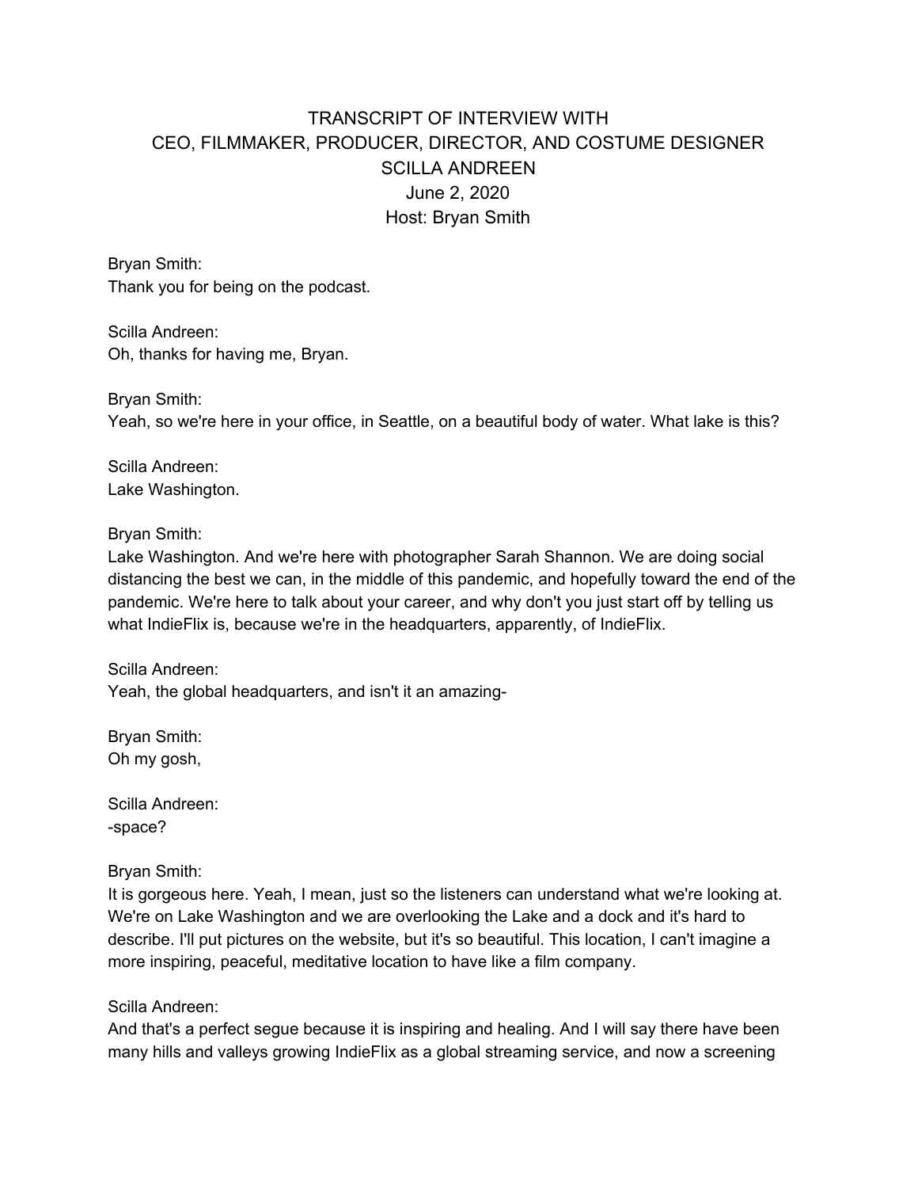# TRANSCRIPT OF INTERVIEW WITH CEO, FILMMAKER, PRODUCER, DIRECTOR, AND COSTUME DESIGNER SCILLA ANDREEN

June 2, 2020

Host: Bryan Smith

Bryan Smith:
Thank you for being on the podcast.

Scilla Andreen:
Oh, thanks for having me, Bryan.

Bryan Smith:
Yeah, so we're here in your office, in Seattle, on a beautiful body of water. What lake is this?

Scilla Andreen:
Lake Washington.

Bryan Smith:
Lake Washington. And we're here with photographer Sarah Shannon. We are doing social distancing the best we can, in the middle of this pandemic, and hopefully toward the end of the pandemic. We're here to talk about your career, and why don't you just start off by telling us what IndieFlix is, because we're in the headquarters, apparently, of IndieFlix.

Scilla Andreen:
Yeah, the global headquarters, and isn't it an amazing-

Bryan Smith:
Oh my gosh,

Scilla Andreen:
-space?

Bryan Smith:
It is gorgeous here. Yeah, I mean, just so the listeners can understand what we're looking at. We're on Lake Washington and we are overlooking the Lake and a dock and it's hard to describe. I'll put pictures on the website, but it's so beautiful. This location, I can't imagine a more inspiring, peaceful, meditative location to have like a film company.

Scilla Andreen:
And that's a perfect segue because it is inspiring and healing. And I will say there have been many hills and valleys growing IndieFlix as a global streaming service, and now a screening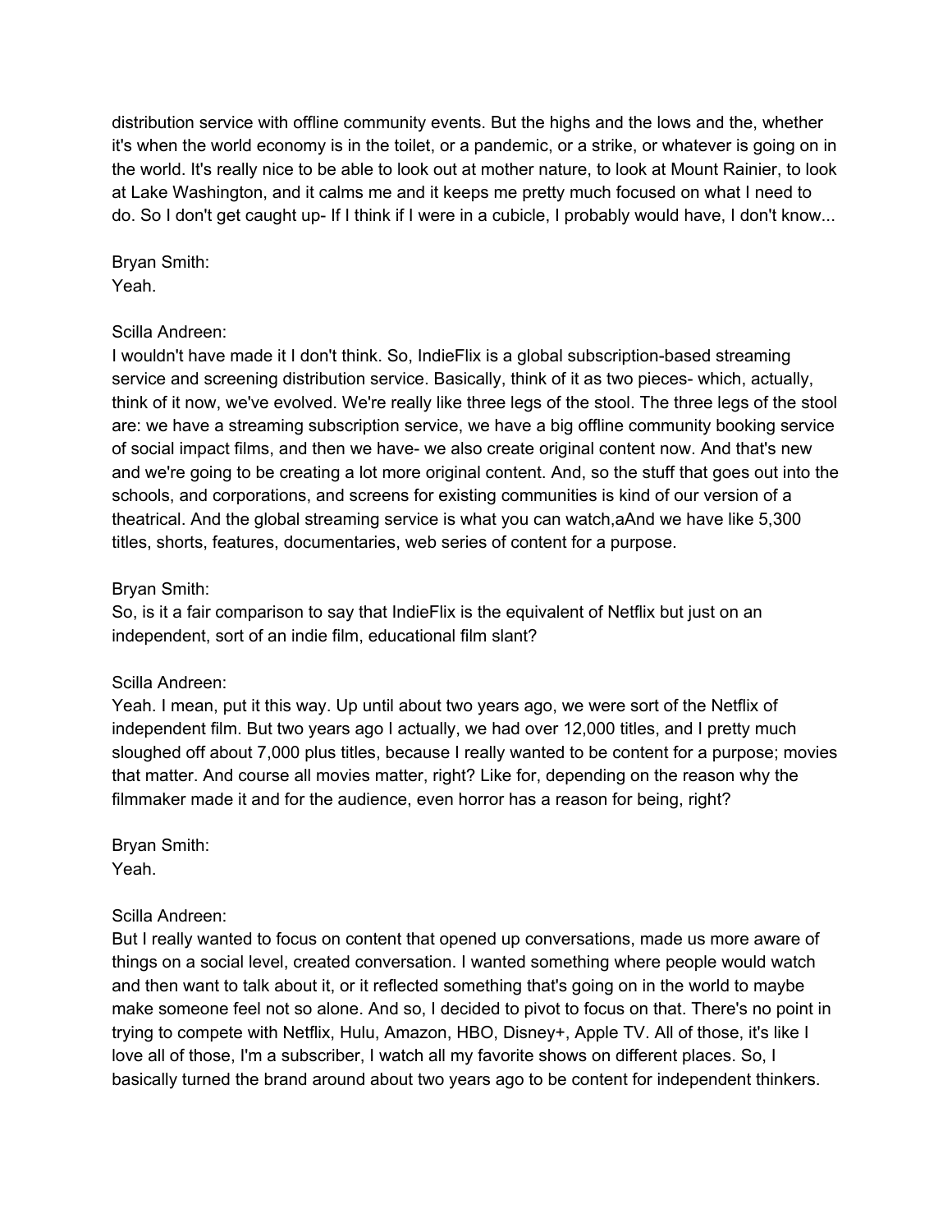distribution service with offline community events. But the highs and the lows and the, whether it's when the world economy is in the toilet, or a pandemic, or a strike, or whatever is going on in the world. It's really nice to be able to look out at mother nature, to look at Mount Rainier, to look at Lake Washington, and it calms me and it keeps me pretty much focused on what I need to do. So I don't get caught up- If I think if I were in a cubicle, I probably would have, I don't know...

Bryan Smith:
Yeah.

Scilla Andreen:
I wouldn't have made it I don't think. So, IndieFlix is a global subscription-based streaming service and screening distribution service. Basically, think of it as two pieces- which, actually, think of it now, we've evolved. We're really like three legs of the stool. The three legs of the stool are: we have a streaming subscription service, we have a big offline community booking service of social impact films, and then we have- we also create original content now. And that's new and we're going to be creating a lot more original content. And, so the stuff that goes out into the schools, and corporations, and screens for existing communities is kind of our version of a theatrical. And the global streaming service is what you can watch,aAnd we have like 5,300 titles, shorts, features, documentaries, web series of content for a purpose.

Bryan Smith:
So, is it a fair comparison to say that IndieFlix is the equivalent of Netflix but just on an independent, sort of an indie film, educational film slant?

Scilla Andreen:
Yeah. I mean, put it this way. Up until about two years ago, we were sort of the Netflix of independent film. But two years ago I actually, we had over 12,000 titles, and I pretty much sloughed off about 7,000 plus titles, because I really wanted to be content for a purpose; movies that matter. And course all movies matter, right? Like for, depending on the reason why the filmmaker made it and for the audience, even horror has a reason for being, right?

Bryan Smith:
Yeah.

Scilla Andreen:
But I really wanted to focus on content that opened up conversations, made us more aware of things on a social level, created conversation. I wanted something where people would watch and then want to talk about it, or it reflected something that's going on in the world to maybe make someone feel not so alone. And so, I decided to pivot to focus on that. There's no point in trying to compete with Netflix, Hulu, Amazon, HBO, Disney+, Apple TV. All of those, it's like I love all of those, I'm a subscriber, I watch all my favorite shows on different places. So, I basically turned the brand around about two years ago to be content for independent thinkers.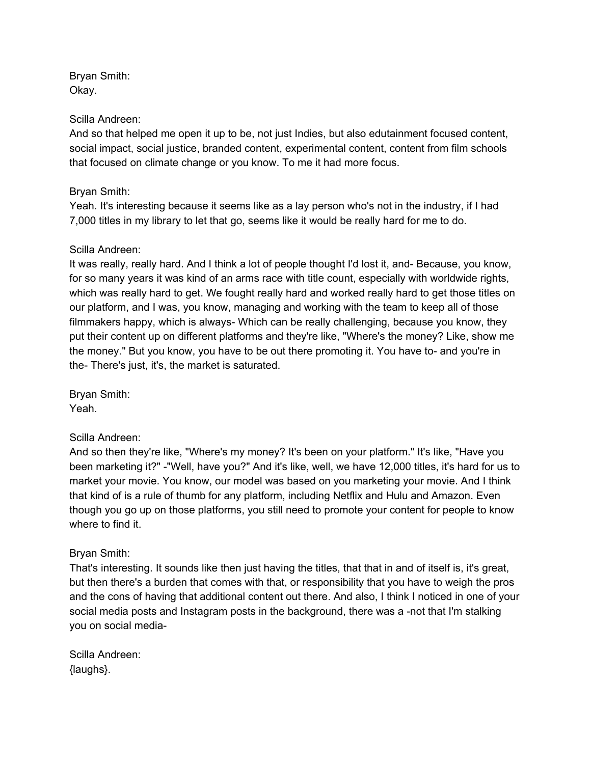Bryan Smith:
Okay.

Scilla Andreen:
And so that helped me open it up to be, not just Indies, but also edutainment focused content, social impact, social justice, branded content, experimental content, content from film schools that focused on climate change or you know. To me it had more focus.

Bryan Smith:
Yeah. It's interesting because it seems like as a lay person who's not in the industry, if I had 7,000 titles in my library to let that go, seems like it would be really hard for me to do.

Scilla Andreen:
It was really, really hard. And I think a lot of people thought I'd lost it, and- Because, you know, for so many years it was kind of an arms race with title count, especially with worldwide rights, which was really hard to get. We fought really hard and worked really hard to get those titles on our platform, and I was, you know, managing and working with the team to keep all of those filmmakers happy, which is always- Which can be really challenging, because you know, they put their content up on different platforms and they're like, "Where's the money? Like, show me the money." But you know, you have to be out there promoting it. You have to- and you're in the- There's just, it's, the market is saturated.

Bryan Smith:
Yeah.

Scilla Andreen:
And so then they're like, "Where's my money? It's been on your platform." It's like, "Have you been marketing it?" -"Well, have you?" And it's like, well, we have 12,000 titles, it's hard for us to market your movie. You know, our model was based on you marketing your movie. And I think that kind of is a rule of thumb for any platform, including Netflix and Hulu and Amazon. Even though you go up on those platforms, you still need to promote your content for people to know where to find it.

Bryan Smith:
That's interesting. It sounds like then just having the titles, that that in and of itself is, it's great, but then there's a burden that comes with that, or responsibility that you have to weigh the pros and the cons of having that additional content out there. And also, I think I noticed in one of your social media posts and Instagram posts in the background, there was a -not that I'm stalking you on social media-

Scilla Andreen:
{laughs}.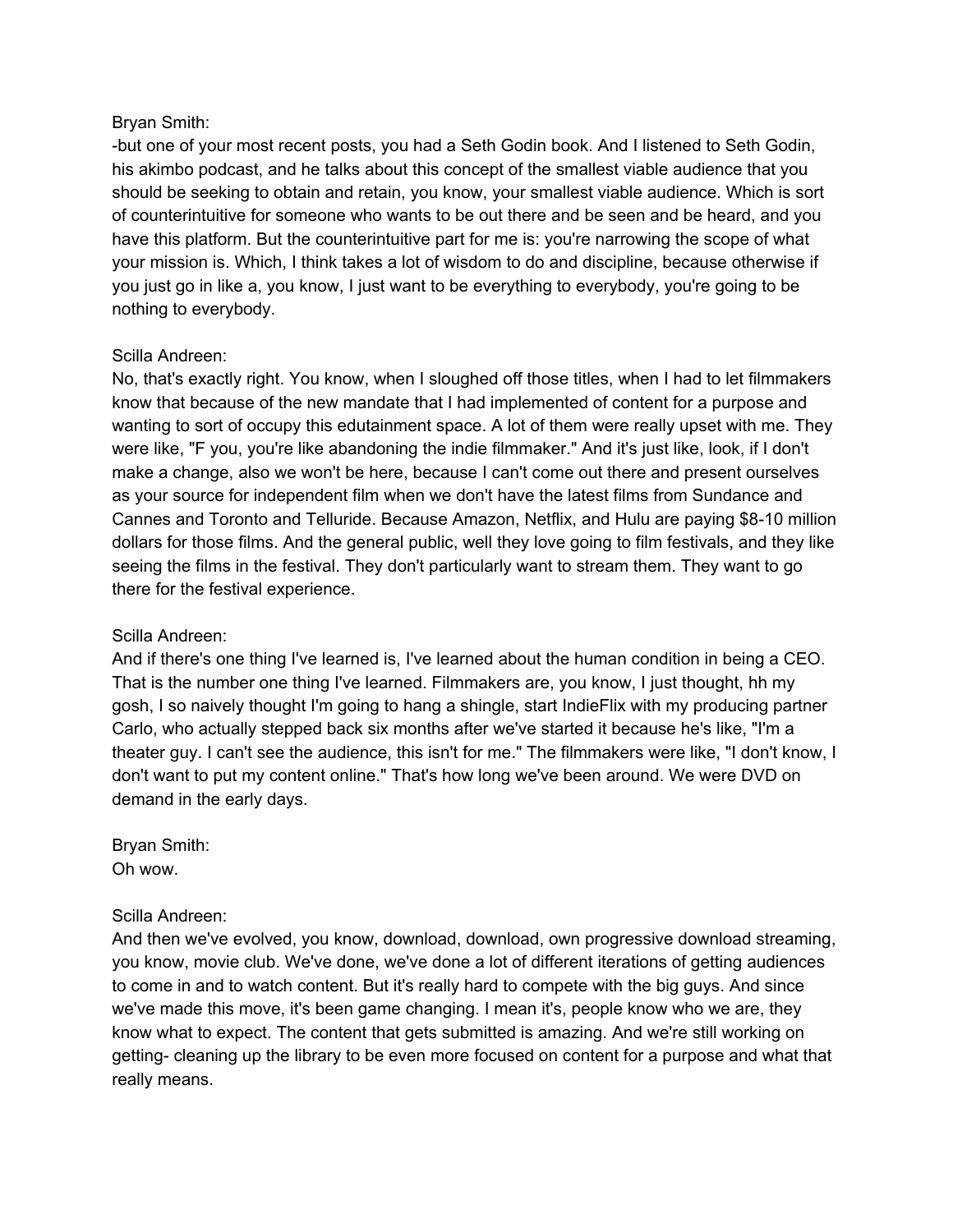Bryan Smith:
-but one of your most recent posts, you had a Seth Godin book. And I listened to Seth Godin, his akimbo podcast, and he talks about this concept of the smallest viable audience that you should be seeking to obtain and retain, you know, your smallest viable audience. Which is sort of counterintuitive for someone who wants to be out there and be seen and be heard, and you have this platform. But the counterintuitive part for me is: you're narrowing the scope of what your mission is. Which, I think takes a lot of wisdom to do and discipline, because otherwise if you just go in like a, you know, I just want to be everything to everybody, you're going to be nothing to everybody.

Scilla Andreen:
No, that's exactly right. You know, when I sloughed off those titles, when I had to let filmmakers know that because of the new mandate that I had implemented of content for a purpose and wanting to sort of occupy this edutainment space. A lot of them were really upset with me. They were like, "F you, you're like abandoning the indie filmmaker." And it's just like, look, if I don't make a change, also we won't be here, because I can't come out there and present ourselves as your source for independent film when we don't have the latest films from Sundance and Cannes and Toronto and Telluride. Because Amazon, Netflix, and Hulu are paying $8-10 million dollars for those films. And the general public, well they love going to film festivals, and they like seeing the films in the festival. They don't particularly want to stream them. They want to go there for the festival experience.

Scilla Andreen:
And if there's one thing I've learned is, I've learned about the human condition in being a CEO. That is the number one thing I've learned. Filmmakers are, you know, I just thought, hh my gosh, I so naively thought I'm going to hang a shingle, start IndieFlix with my producing partner Carlo, who actually stepped back six months after we've started it because he's like, "I'm a theater guy. I can't see the audience, this isn't for me." The filmmakers were like, "I don't know, I don't want to put my content online." That's how long we've been around. We were DVD on demand in the early days.

Bryan Smith:
Oh wow.

Scilla Andreen:
And then we've evolved, you know, download, download, own progressive download streaming, you know, movie club. We've done, we've done a lot of different iterations of getting audiences to come in and to watch content. But it's really hard to compete with the big guys. And since we've made this move, it's been game changing. I mean it's, people know who we are, they know what to expect. The content that gets submitted is amazing. And we're still working on getting- cleaning up the library to be even more focused on content for a purpose and what that really means.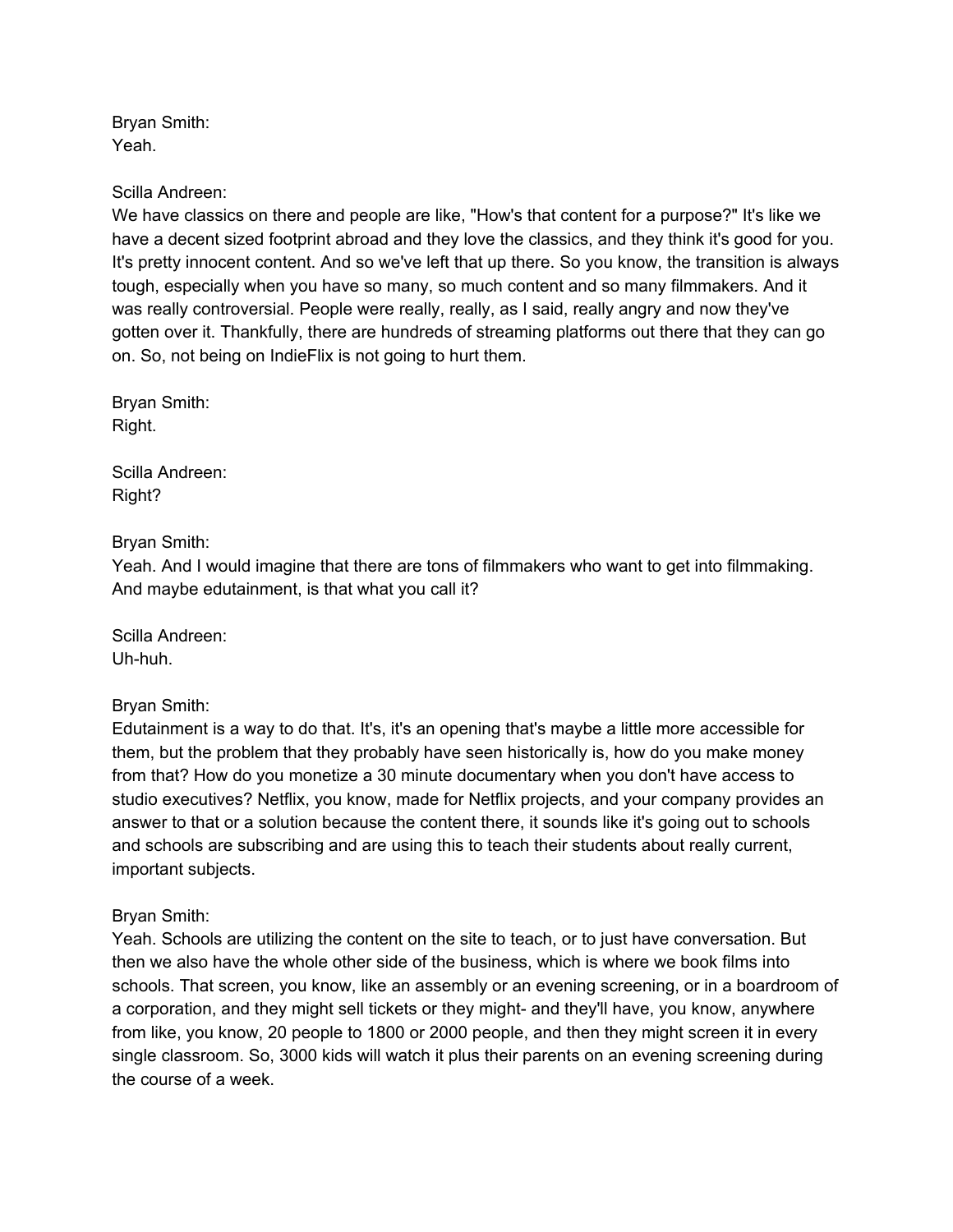Bryan Smith:
Yeah.

Scilla Andreen:
We have classics on there and people are like, "How's that content for a purpose?" It's like we have a decent sized footprint abroad and they love the classics, and they think it's good for you. It's pretty innocent content. And so we've left that up there. So you know, the transition is always tough, especially when you have so many, so much content and so many filmmakers. And it was really controversial. People were really, really, as I said, really angry and now they've gotten over it. Thankfully, there are hundreds of streaming platforms out there that they can go on. So, not being on IndieFlix is not going to hurt them.

Bryan Smith:
Right.

Scilla Andreen:
Right?

Bryan Smith:
Yeah. And I would imagine that there are tons of filmmakers who want to get into filmmaking. And maybe edutainment, is that what you call it?

Scilla Andreen:
Uh-huh.

Bryan Smith:
Edutainment is a way to do that. It's, it's an opening that's maybe a little more accessible for them, but the problem that they probably have seen historically is, how do you make money from that? How do you monetize a 30 minute documentary when you don't have access to studio executives? Netflix, you know, made for Netflix projects, and your company provides an answer to that or a solution because the content there, it sounds like it's going out to schools and schools are subscribing and are using this to teach their students about really current, important subjects.

Bryan Smith:
Yeah. Schools are utilizing the content on the site to teach, or to just have conversation. But then we also have the whole other side of the business, which is where we book films into schools. That screen, you know, like an assembly or an evening screening, or in a boardroom of a corporation, and they might sell tickets or they might- and they'll have, you know, anywhere from like, you know, 20 people to 1800 or 2000 people, and then they might screen it in every single classroom. So, 3000 kids will watch it plus their parents on an evening screening during the course of a week.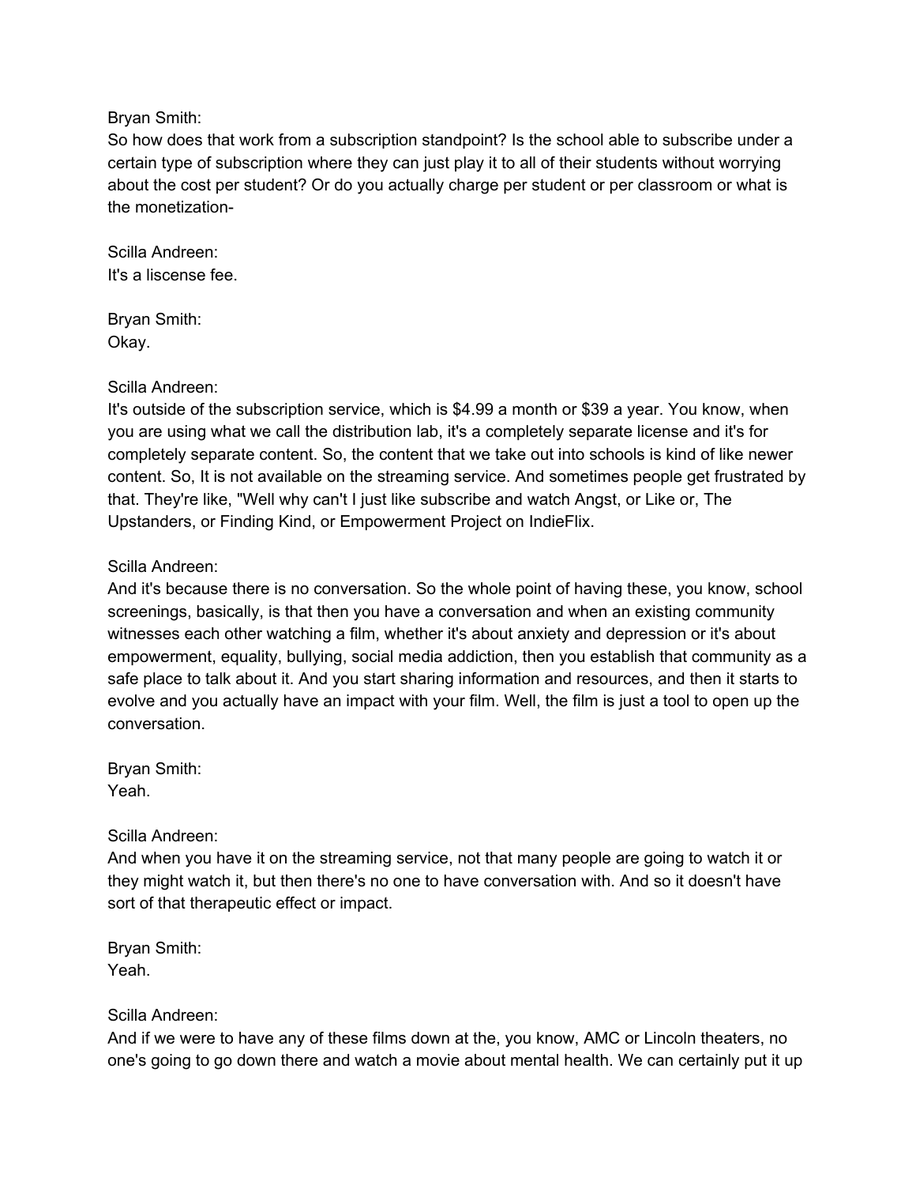Bryan Smith:
So how does that work from a subscription standpoint? Is the school able to subscribe under a certain type of subscription where they can just play it to all of their students without worrying about the cost per student? Or do you actually charge per student or per classroom or what is the monetization-

Scilla Andreen:
It's a liscense fee.

Bryan Smith:
Okay.

Scilla Andreen:
It's outside of the subscription service, which is $4.99 a month or $39 a year. You know, when you are using what we call the distribution lab, it's a completely separate license and it's for completely separate content. So, the content that we take out into schools is kind of like newer content. So, It is not available on the streaming service. And sometimes people get frustrated by that. They're like, "Well why can't I just like subscribe and watch Angst, or Like or, The Upstanders, or Finding Kind, or Empowerment Project on IndieFlix.

Scilla Andreen:
And it's because there is no conversation. So the whole point of having these, you know, school screenings, basically, is that then you have a conversation and when an existing community witnesses each other watching a film, whether it's about anxiety and depression or it's about empowerment, equality, bullying, social media addiction, then you establish that community as a safe place to talk about it. And you start sharing information and resources, and then it starts to evolve and you actually have an impact with your film. Well, the film is just a tool to open up the conversation.

Bryan Smith:
Yeah.

Scilla Andreen:
And when you have it on the streaming service, not that many people are going to watch it or they might watch it, but then there's no one to have conversation with. And so it doesn't have sort of that therapeutic effect or impact.

Bryan Smith:
Yeah.

Scilla Andreen:
And if we were to have any of these films down at the, you know, AMC or Lincoln theaters, no one's going to go down there and watch a movie about mental health. We can certainly put it up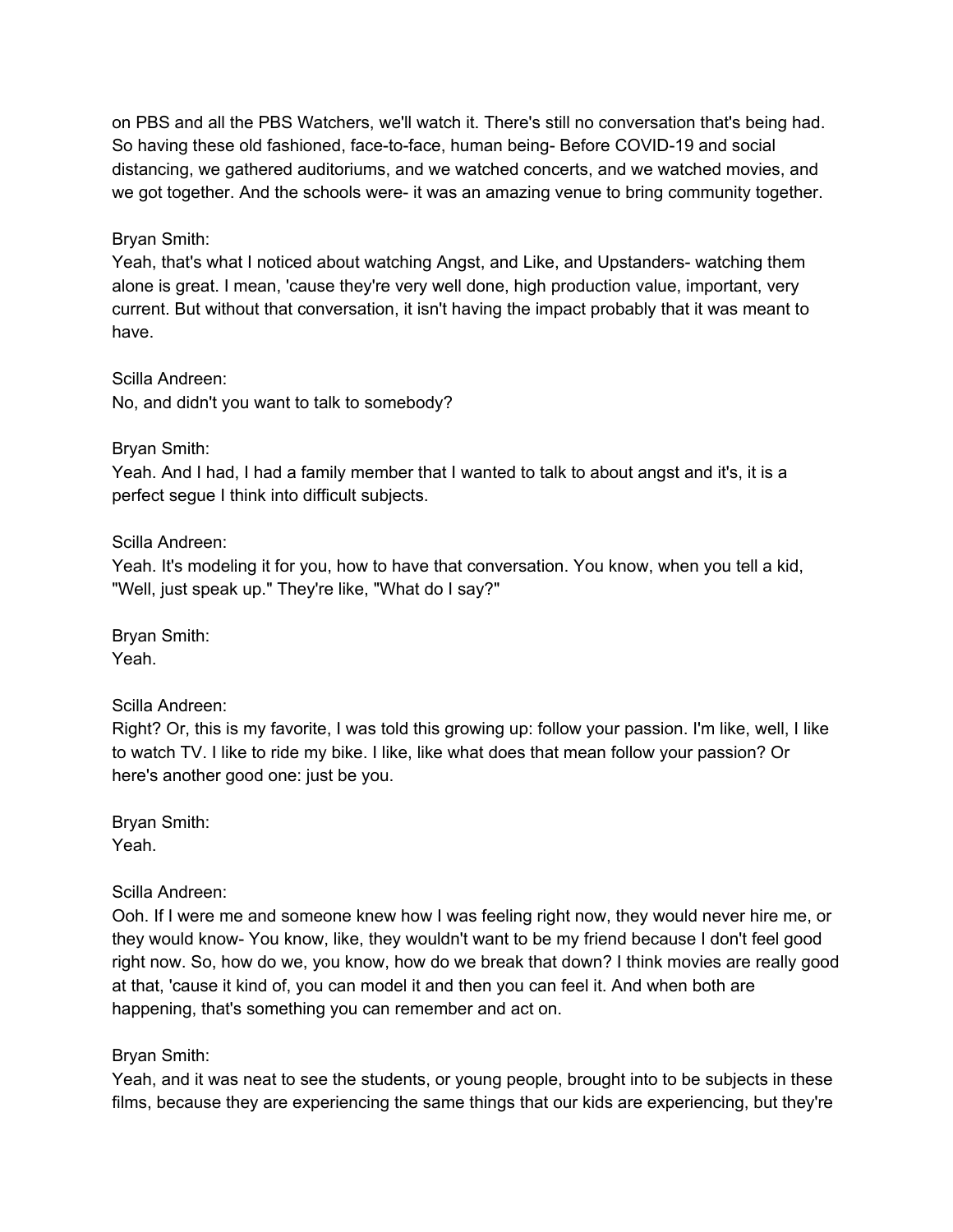on PBS and all the PBS Watchers, we'll watch it. There's still no conversation that's being had. So having these old fashioned, face-to-face, human being- Before COVID-19 and social distancing, we gathered auditoriums, and we watched concerts, and we watched movies, and we got together. And the schools were- it was an amazing venue to bring community together.

Bryan Smith:
Yeah, that's what I noticed about watching Angst, and Like, and Upstanders- watching them alone is great. I mean, 'cause they're very well done, high production value, important, very current. But without that conversation, it isn't having the impact probably that it was meant to have.

Scilla Andreen:
No, and didn't you want to talk to somebody?

Bryan Smith:
Yeah. And I had, I had a family member that I wanted to talk to about angst and it's, it is a perfect segue I think into difficult subjects.

Scilla Andreen:
Yeah. It's modeling it for you, how to have that conversation. You know, when you tell a kid, "Well, just speak up." They're like, "What do I say?"

Bryan Smith:
Yeah.

Scilla Andreen:
Right? Or, this is my favorite, I was told this growing up: follow your passion. I'm like, well, I like to watch TV. I like to ride my bike. I like, like what does that mean follow your passion? Or here's another good one: just be you.

Bryan Smith:
Yeah.

Scilla Andreen:
Ooh. If I were me and someone knew how I was feeling right now, they would never hire me, or they would know- You know, like, they wouldn't want to be my friend because I don't feel good right now. So, how do we, you know, how do we break that down? I think movies are really good at that, 'cause it kind of, you can model it and then you can feel it. And when both are happening, that's something you can remember and act on.

Bryan Smith:
Yeah, and it was neat to see the students, or young people, brought into to be subjects in these films, because they are experiencing the same things that our kids are experiencing, but they're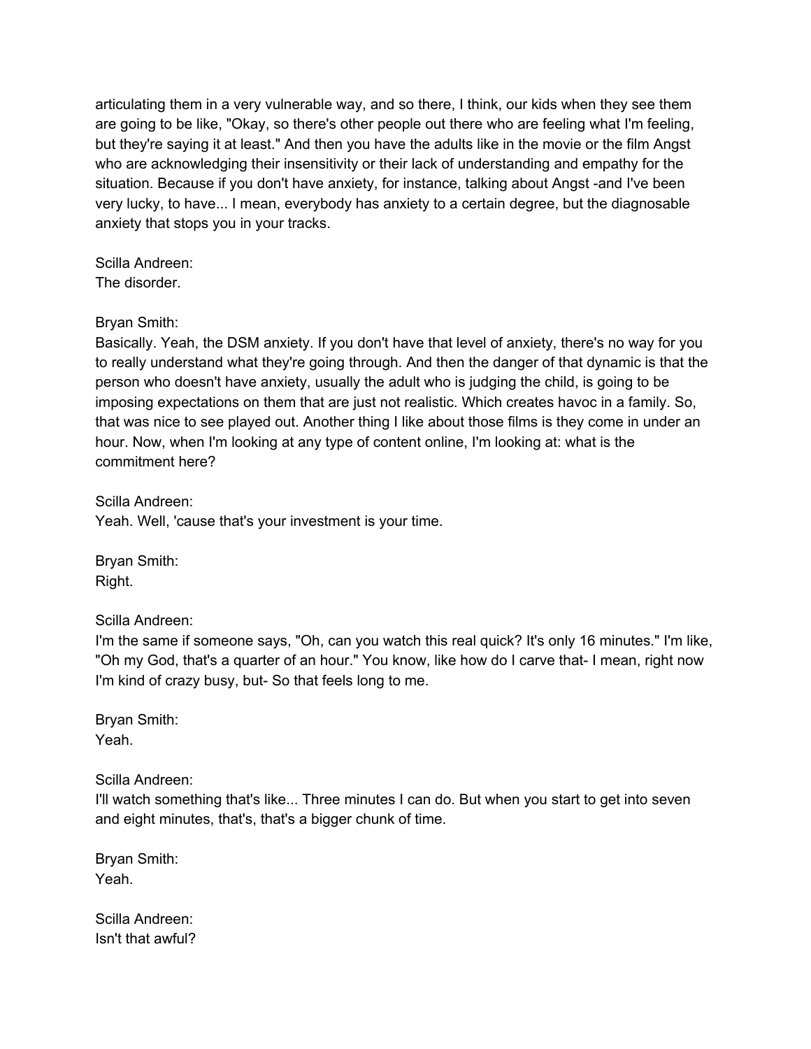articulating them in a very vulnerable way, and so there, I think, our kids when they see them are going to be like, "Okay, so there's other people out there who are feeling what I'm feeling, but they're saying it at least." And then you have the adults like in the movie or the film Angst who are acknowledging their insensitivity or their lack of understanding and empathy for the situation. Because if you don't have anxiety, for instance, talking about Angst -and I've been very lucky, to have... I mean, everybody has anxiety to a certain degree, but the diagnosable anxiety that stops you in your tracks.

Scilla Andreen:
The disorder.

Bryan Smith:
Basically. Yeah, the DSM anxiety. If you don't have that level of anxiety, there's no way for you to really understand what they're going through. And then the danger of that dynamic is that the person who doesn't have anxiety, usually the adult who is judging the child, is going to be imposing expectations on them that are just not realistic. Which creates havoc in a family. So, that was nice to see played out. Another thing I like about those films is they come in under an hour. Now, when I'm looking at any type of content online, I'm looking at: what is the commitment here?

Scilla Andreen:
Yeah. Well, 'cause that's your investment is your time.

Bryan Smith:
Right.

Scilla Andreen:
I'm the same if someone says, "Oh, can you watch this real quick? It's only 16 minutes." I'm like, "Oh my God, that's a quarter of an hour." You know, like how do I carve that- I mean, right now I'm kind of crazy busy, but- So that feels long to me.

Bryan Smith:
Yeah.

Scilla Andreen:
I'll watch something that's like... Three minutes I can do. But when you start to get into seven and eight minutes, that's, that's a bigger chunk of time.

Bryan Smith:
Yeah.

Scilla Andreen:
Isn't that awful?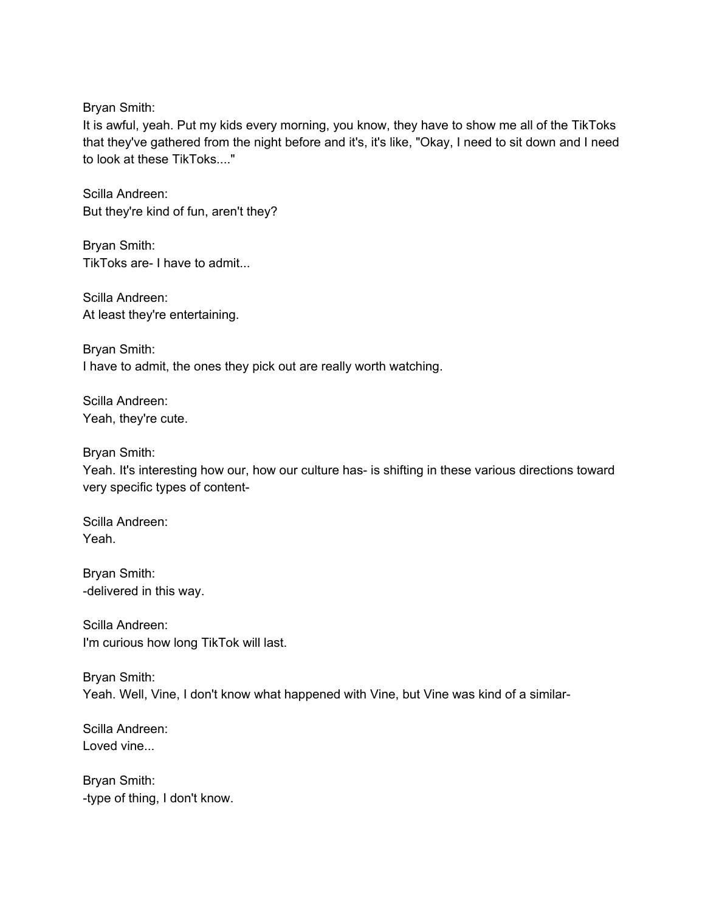Bryan Smith:
It is awful, yeah. Put my kids every morning, you know, they have to show me all of the TikToks that they've gathered from the night before and it's, it's like, "Okay, I need to sit down and I need to look at these TikToks...."

Scilla Andreen:
But they're kind of fun, aren't they?

Bryan Smith:
TikToks are- I have to admit...

Scilla Andreen:
At least they're entertaining.

Bryan Smith:
I have to admit, the ones they pick out are really worth watching.

Scilla Andreen:
Yeah, they're cute.

Bryan Smith:
Yeah. It's interesting how our, how our culture has- is shifting in these various directions toward very specific types of content-

Scilla Andreen:
Yeah.

Bryan Smith:
-delivered in this way.

Scilla Andreen:
I'm curious how long TikTok will last.

Bryan Smith:
Yeah. Well, Vine, I don't know what happened with Vine, but Vine was kind of a similar-

Scilla Andreen:
Loved vine...

Bryan Smith:
-type of thing, I don't know.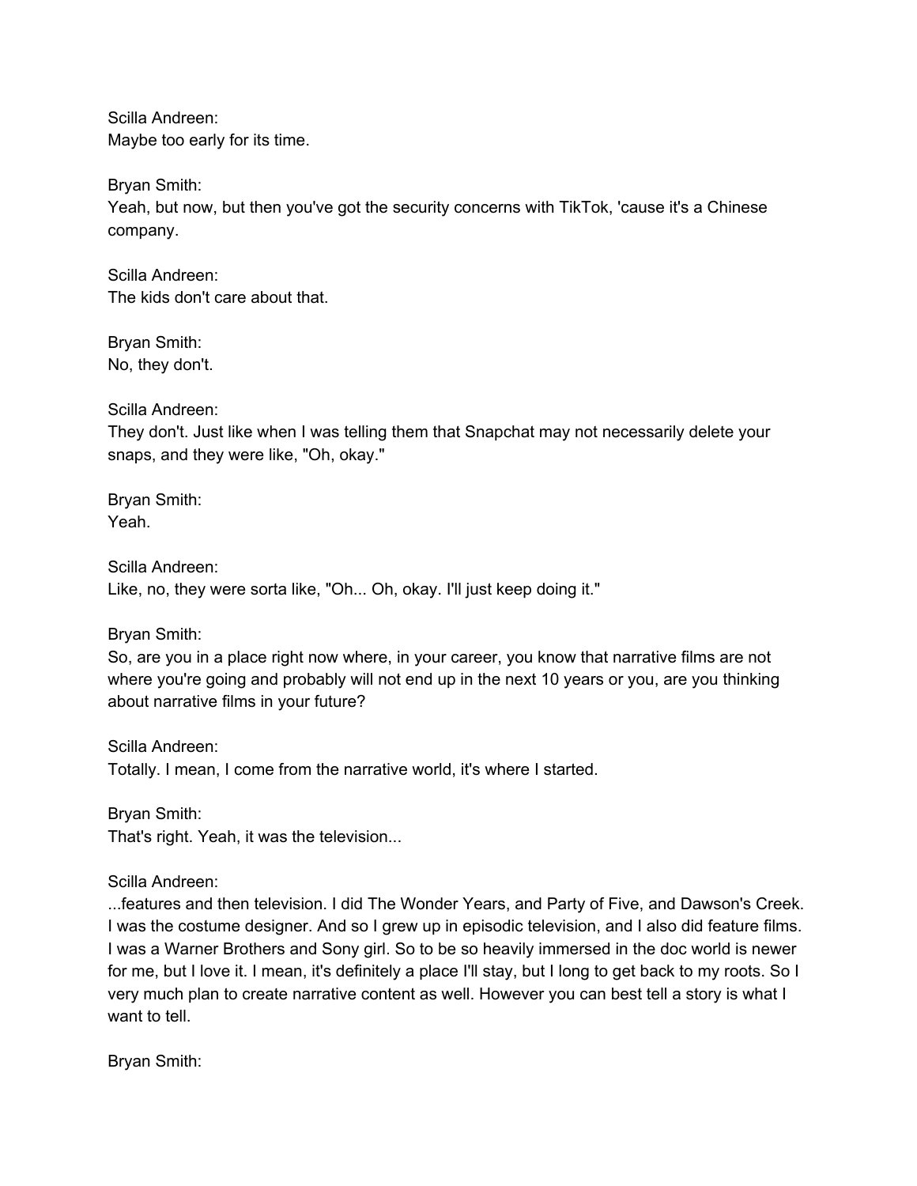Scilla Andreen:
Maybe too early for its time.

Bryan Smith:
Yeah, but now, but then you've got the security concerns with TikTok, 'cause it's a Chinese company.

Scilla Andreen:
The kids don't care about that.

Bryan Smith:
No, they don't.

Scilla Andreen:
They don't. Just like when I was telling them that Snapchat may not necessarily delete your snaps, and they were like, "Oh, okay."

Bryan Smith:
Yeah.

Scilla Andreen:
Like, no, they were sorta like, "Oh... Oh, okay. I'll just keep doing it."

Bryan Smith:
So, are you in a place right now where, in your career, you know that narrative films are not where you're going and probably will not end up in the next 10 years or you, are you thinking about narrative films in your future?

Scilla Andreen:
Totally. I mean, I come from the narrative world, it's where I started.

Bryan Smith:
That's right. Yeah, it was the television...

Scilla Andreen:
...features and then television. I did The Wonder Years, and Party of Five, and Dawson's Creek. I was the costume designer. And so I grew up in episodic television, and I also did feature films. I was a Warner Brothers and Sony girl. So to be so heavily immersed in the doc world is newer for me, but I love it. I mean, it's definitely a place I'll stay, but I long to get back to my roots. So I very much plan to create narrative content as well. However you can best tell a story is what I want to tell.

Bryan Smith: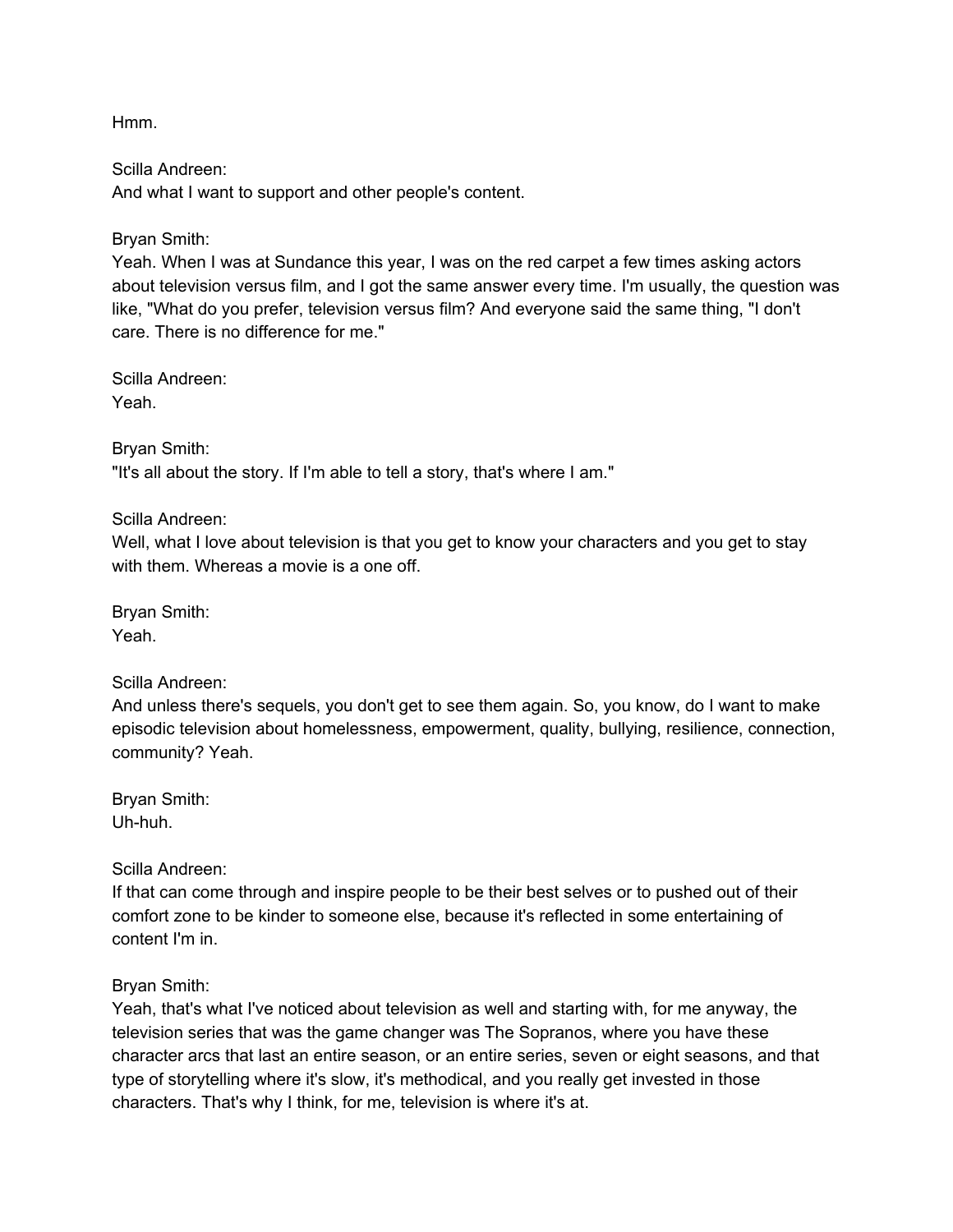Hmm.

Scilla Andreen:
And what I want to support and other people's content.

Bryan Smith:
Yeah. When I was at Sundance this year, I was on the red carpet a few times asking actors about television versus film, and I got the same answer every time. I'm usually, the question was like, "What do you prefer, television versus film? And everyone said the same thing, "I don't care. There is no difference for me."

Scilla Andreen:
Yeah.

Bryan Smith:
"It's all about the story. If I'm able to tell a story, that's where I am."

Scilla Andreen:
Well, what I love about television is that you get to know your characters and you get to stay with them. Whereas a movie is a one off.

Bryan Smith:
Yeah.

Scilla Andreen:
And unless there's sequels, you don't get to see them again. So, you know, do I want to make episodic television about homelessness, empowerment, quality, bullying, resilience, connection, community? Yeah.

Bryan Smith:
Uh-huh.

Scilla Andreen:
If that can come through and inspire people to be their best selves or to pushed out of their comfort zone to be kinder to someone else, because it's reflected in some entertaining of content I'm in.

Bryan Smith:
Yeah, that's what I've noticed about television as well and starting with, for me anyway, the television series that was the game changer was The Sopranos, where you have these character arcs that last an entire season, or an entire series, seven or eight seasons, and that type of storytelling where it's slow, it's methodical, and you really get invested in those characters. That's why I think, for me, television is where it's at.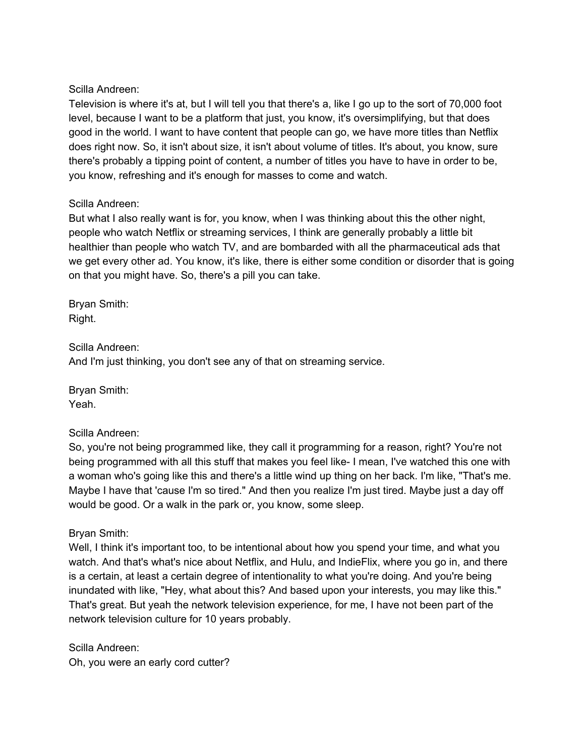Scilla Andreen:
Television is where it's at, but I will tell you that there's a, like I go up to the sort of 70,000 foot level, because I want to be a platform that just, you know, it's oversimplifying, but that does good in the world. I want to have content that people can go, we have more titles than Netflix does right now. So, it isn't about size, it isn't about volume of titles. It's about, you know, sure there's probably a tipping point of content, a number of titles you have to have in order to be, you know, refreshing and it's enough for masses to come and watch.

Scilla Andreen:
But what I also really want is for, you know, when I was thinking about this the other night, people who watch Netflix or streaming services, I think are generally probably a little bit healthier than people who watch TV, and are bombarded with all the pharmaceutical ads that we get every other ad. You know, it's like, there is either some condition or disorder that is going on that you might have. So, there's a pill you can take.

Bryan Smith:
Right.

Scilla Andreen:
And I'm just thinking, you don't see any of that on streaming service.

Bryan Smith:
Yeah.

Scilla Andreen:
So, you're not being programmed like, they call it programming for a reason, right? You're not being programmed with all this stuff that makes you feel like- I mean, I've watched this one with a woman who's going like this and there's a little wind up thing on her back. I'm like, "That's me. Maybe I have that 'cause I'm so tired." And then you realize I'm just tired. Maybe just a day off would be good. Or a walk in the park or, you know, some sleep.

Bryan Smith:
Well, I think it's important too, to be intentional about how you spend your time, and what you watch. And that's what's nice about Netflix, and Hulu, and IndieFlix, where you go in, and there is a certain, at least a certain degree of intentionality to what you're doing. And you're being inundated with like, "Hey, what about this? And based upon your interests, you may like this." That's great. But yeah the network television experience, for me, I have not been part of the network television culture for 10 years probably.

Scilla Andreen:
Oh, you were an early cord cutter?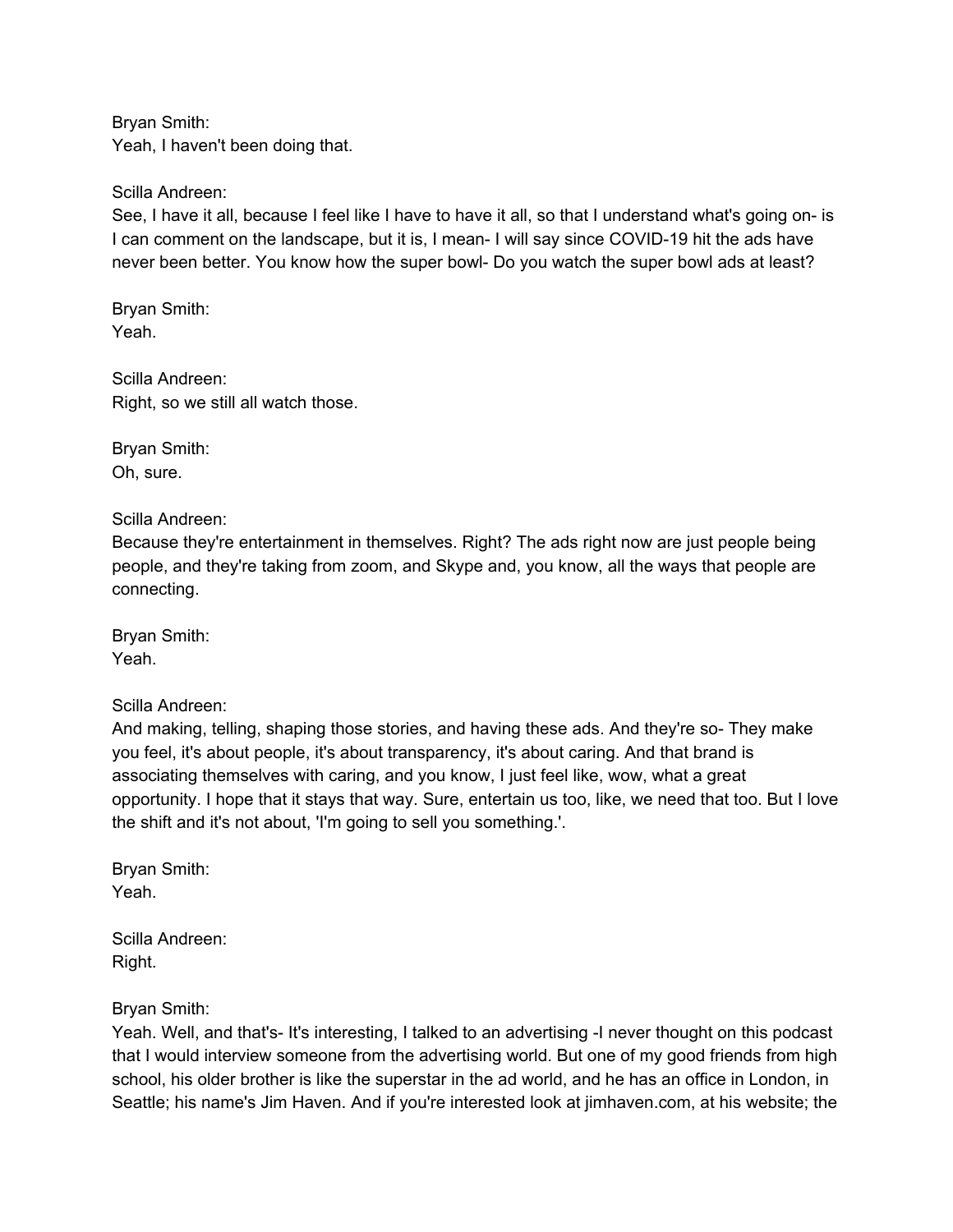Bryan Smith:
Yeah, I haven't been doing that.

Scilla Andreen:
See, I have it all, because I feel like I have to have it all, so that I understand what's going on- is I can comment on the landscape, but it is, I mean- I will say since COVID-19 hit the ads have never been better. You know how the super bowl- Do you watch the super bowl ads at least?

Bryan Smith:
Yeah.

Scilla Andreen:
Right, so we still all watch those.

Bryan Smith:
Oh, sure.

Scilla Andreen:
Because they're entertainment in themselves. Right? The ads right now are just people being people, and they're taking from zoom, and Skype and, you know, all the ways that people are connecting.

Bryan Smith:
Yeah.

Scilla Andreen:
And making, telling, shaping those stories, and having these ads. And they're so- They make you feel, it's about people, it's about transparency, it's about caring. And that brand is associating themselves with caring, and you know, I just feel like, wow, what a great opportunity. I hope that it stays that way. Sure, entertain us too, like, we need that too. But I love the shift and it's not about, 'I'm going to sell you something.'.

Bryan Smith:
Yeah.

Scilla Andreen:
Right.

Bryan Smith:
Yeah. Well, and that's- It's interesting, I talked to an advertising -I never thought on this podcast that I would interview someone from the advertising world. But one of my good friends from high school, his older brother is like the superstar in the ad world, and he has an office in London, in Seattle; his name's Jim Haven. And if you're interested look at jimhaven.com, at his website; the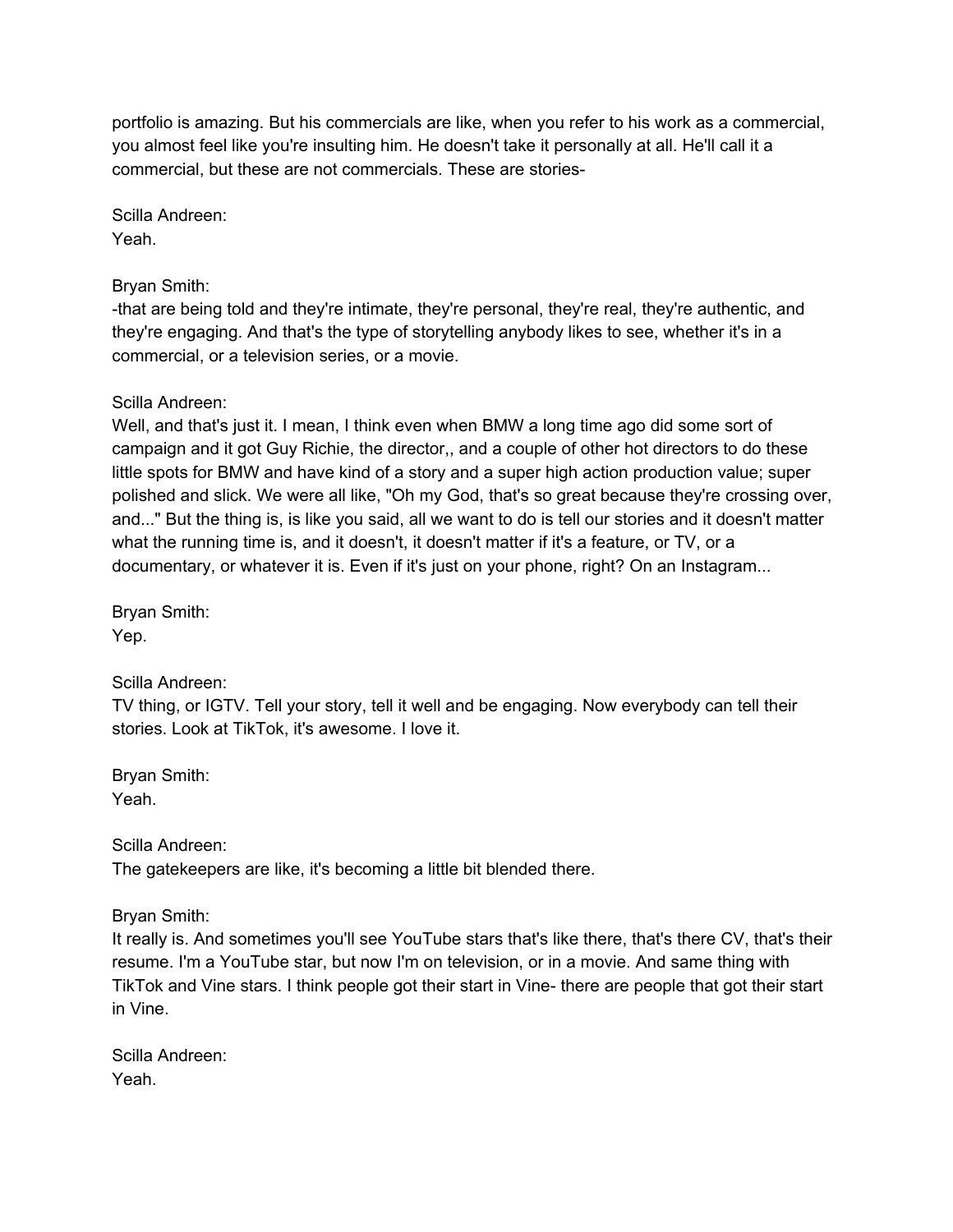portfolio is amazing. But his commercials are like, when you refer to his work as a commercial, you almost feel like you're insulting him. He doesn't take it personally at all. He'll call it a commercial, but these are not commercials. These are stories-

Scilla Andreen:
Yeah.

Bryan Smith:
-that are being told and they're intimate, they're personal, they're real, they're authentic, and they're engaging. And that's the type of storytelling anybody likes to see, whether it's in a commercial, or a television series, or a movie.

Scilla Andreen:
Well, and that's just it. I mean, I think even when BMW a long time ago did some sort of campaign and it got Guy Richie, the director,, and a couple of other hot directors to do these little spots for BMW and have kind of a story and a super high action production value; super polished and slick. We were all like, "Oh my God, that's so great because they're crossing over, and..." But the thing is, is like you said, all we want to do is tell our stories and it doesn't matter what the running time is, and it doesn't, it doesn't matter if it's a feature, or TV, or a documentary, or whatever it is. Even if it's just on your phone, right? On an Instagram...

Bryan Smith:
Yep.

Scilla Andreen:
TV thing, or IGTV. Tell your story, tell it well and be engaging. Now everybody can tell their stories. Look at TikTok, it's awesome. I love it.

Bryan Smith:
Yeah.

Scilla Andreen:
The gatekeepers are like, it's becoming a little bit blended there.

Bryan Smith:
It really is. And sometimes you'll see YouTube stars that's like there, that's there CV, that's their resume. I'm a YouTube star, but now I'm on television, or in a movie. And same thing with TikTok and Vine stars. I think people got their start in Vine- there are people that got their start in Vine.

Scilla Andreen:
Yeah.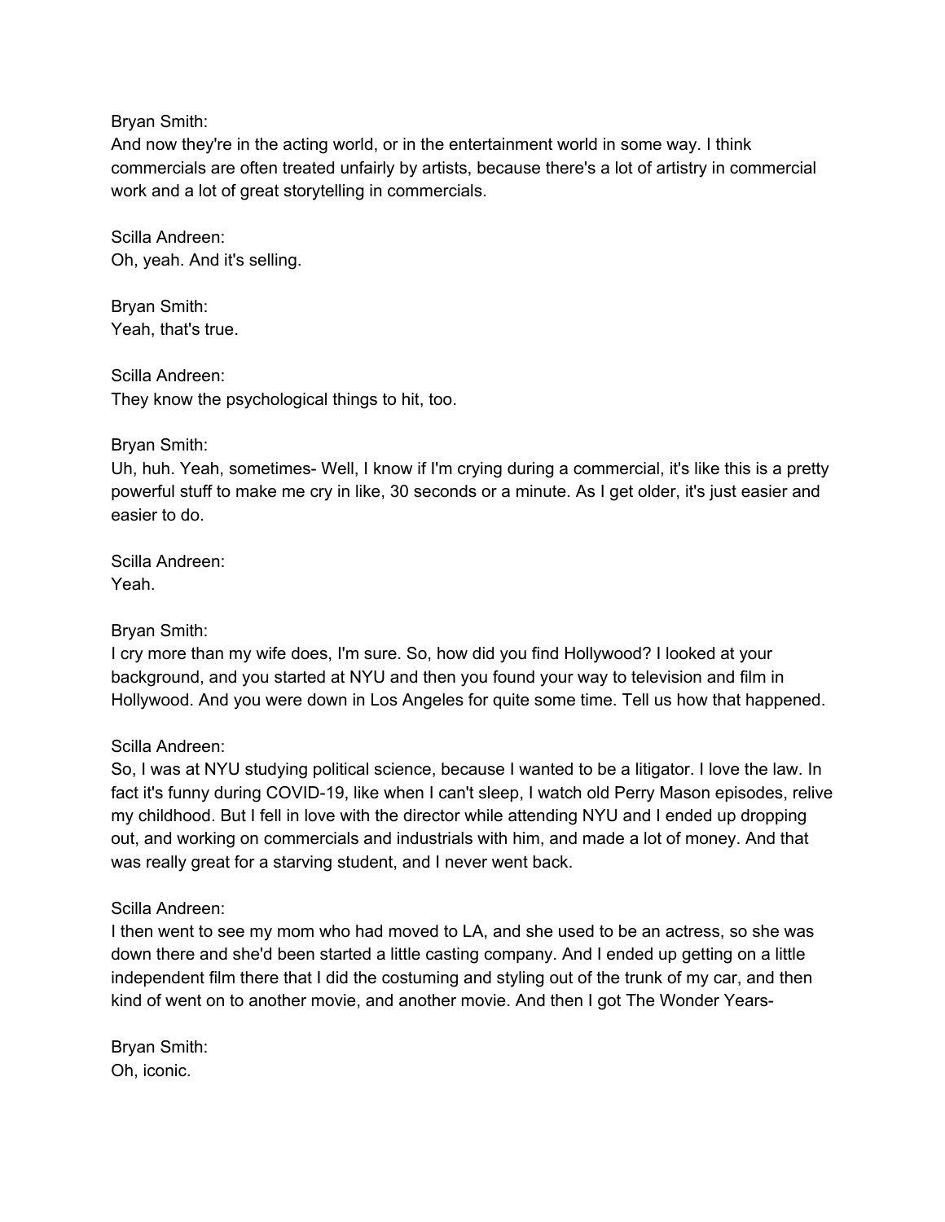Bryan Smith:
And now they're in the acting world, or in the entertainment world in some way. I think commercials are often treated unfairly by artists, because there's a lot of artistry in commercial work and a lot of great storytelling in commercials.

Scilla Andreen:
Oh, yeah. And it's selling.

Bryan Smith:
Yeah, that's true.

Scilla Andreen:
They know the psychological things to hit, too.

Bryan Smith:
Uh, huh. Yeah, sometimes- Well, I know if I'm crying during a commercial, it's like this is a pretty powerful stuff to make me cry in like, 30 seconds or a minute. As I get older, it's just easier and easier to do.

Scilla Andreen:
Yeah.

Bryan Smith:
I cry more than my wife does, I'm sure. So, how did you find Hollywood? I looked at your background, and you started at NYU and then you found your way to television and film in Hollywood. And you were down in Los Angeles for quite some time. Tell us how that happened.

Scilla Andreen:
So, I was at NYU studying political science, because I wanted to be a litigator. I love the law. In fact it's funny during COVID-19, like when I can't sleep, I watch old Perry Mason episodes, relive my childhood. But I fell in love with the director while attending NYU and I ended up dropping out, and working on commercials and industrials with him, and made a lot of money. And that was really great for a starving student, and I never went back.

Scilla Andreen:
I then went to see my mom who had moved to LA, and she used to be an actress, so she was down there and she'd been started a little casting company. And I ended up getting on a little independent film there that I did the costuming and styling out of the trunk of my car, and then kind of went on to another movie, and another movie. And then I got The Wonder Years-

Bryan Smith:
Oh, iconic.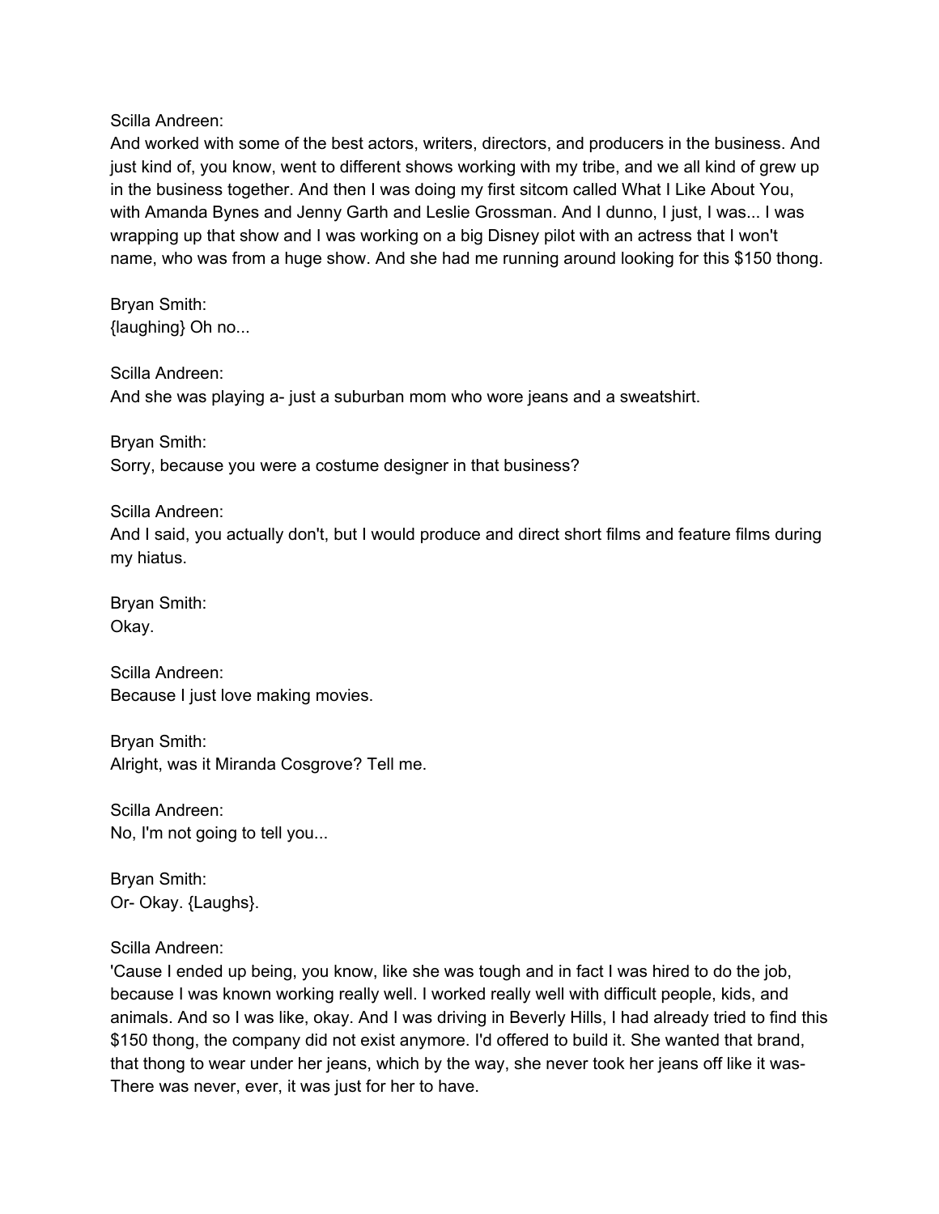Scilla Andreen:
And worked with some of the best actors, writers, directors, and producers in the business. And just kind of, you know, went to different shows working with my tribe, and we all kind of grew up in the business together. And then I was doing my first sitcom called What I Like About You, with Amanda Bynes and Jenny Garth and Leslie Grossman. And I dunno, I just, I was... I was wrapping up that show and I was working on a big Disney pilot with an actress that I won't name, who was from a huge show. And she had me running around looking for this $150 thong.

Bryan Smith:
{laughing} Oh no...

Scilla Andreen:
And she was playing a- just a suburban mom who wore jeans and a sweatshirt.

Bryan Smith:
Sorry, because you were a costume designer in that business?

Scilla Andreen:
And I said, you actually don't, but I would produce and direct short films and feature films during my hiatus.

Bryan Smith:
Okay.

Scilla Andreen:
Because I just love making movies.

Bryan Smith:
Alright, was it Miranda Cosgrove? Tell me.

Scilla Andreen:
No, I'm not going to tell you...

Bryan Smith:
Or- Okay. {Laughs}.

Scilla Andreen:
'Cause I ended up being, you know, like she was tough and in fact I was hired to do the job, because I was known working really well. I worked really well with difficult people, kids, and animals. And so I was like, okay. And I was driving in Beverly Hills, I had already tried to find this $150 thong, the company did not exist anymore. I'd offered to build it. She wanted that brand, that thong to wear under her jeans, which by the way, she never took her jeans off like it was- There was never, ever, it was just for her to have.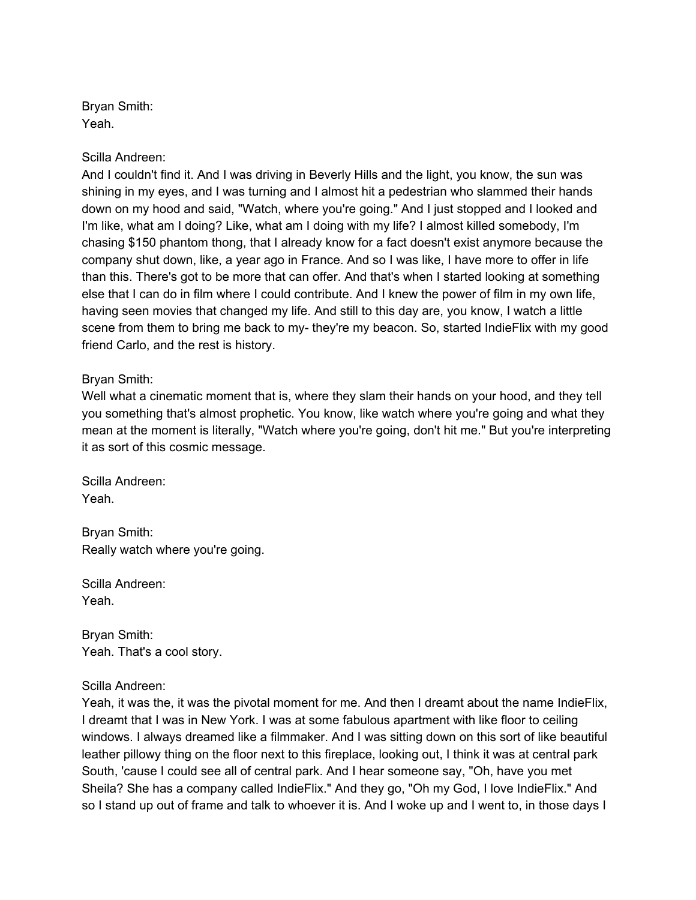Bryan Smith:
Yeah.

Scilla Andreen:
And I couldn't find it. And I was driving in Beverly Hills and the light, you know, the sun was shining in my eyes, and I was turning and I almost hit a pedestrian who slammed their hands down on my hood and said, "Watch, where you're going." And I just stopped and I looked and I'm like, what am I doing? Like, what am I doing with my life? I almost killed somebody, I'm chasing $150 phantom thong, that I already know for a fact doesn't exist anymore because the company shut down, like, a year ago in France. And so I was like, I have more to offer in life than this. There's got to be more that can offer. And that's when I started looking at something else that I can do in film where I could contribute. And I knew the power of film in my own life, having seen movies that changed my life. And still to this day are, you know, I watch a little scene from them to bring me back to my- they're my beacon. So, started IndieFlix with my good friend Carlo, and the rest is history.

Bryan Smith:
Well what a cinematic moment that is, where they slam their hands on your hood, and they tell you something that's almost prophetic. You know, like watch where you're going and what they mean at the moment is literally, "Watch where you're going, don't hit me." But you're interpreting it as sort of this cosmic message.

Scilla Andreen:
Yeah.

Bryan Smith:
Really watch where you're going.

Scilla Andreen:
Yeah.

Bryan Smith:
Yeah. That's a cool story.

Scilla Andreen:
Yeah, it was the, it was the pivotal moment for me. And then I dreamt about the name IndieFlix, I dreamt that I was in New York. I was at some fabulous apartment with like floor to ceiling windows. I always dreamed like a filmmaker. And I was sitting down on this sort of like beautiful leather pillowy thing on the floor next to this fireplace, looking out, I think it was at central park South, 'cause I could see all of central park. And I hear someone say, "Oh, have you met Sheila? She has a company called IndieFlix." And they go, "Oh my God, I love IndieFlix." And so I stand up out of frame and talk to whoever it is. And I woke up and I went to, in those days I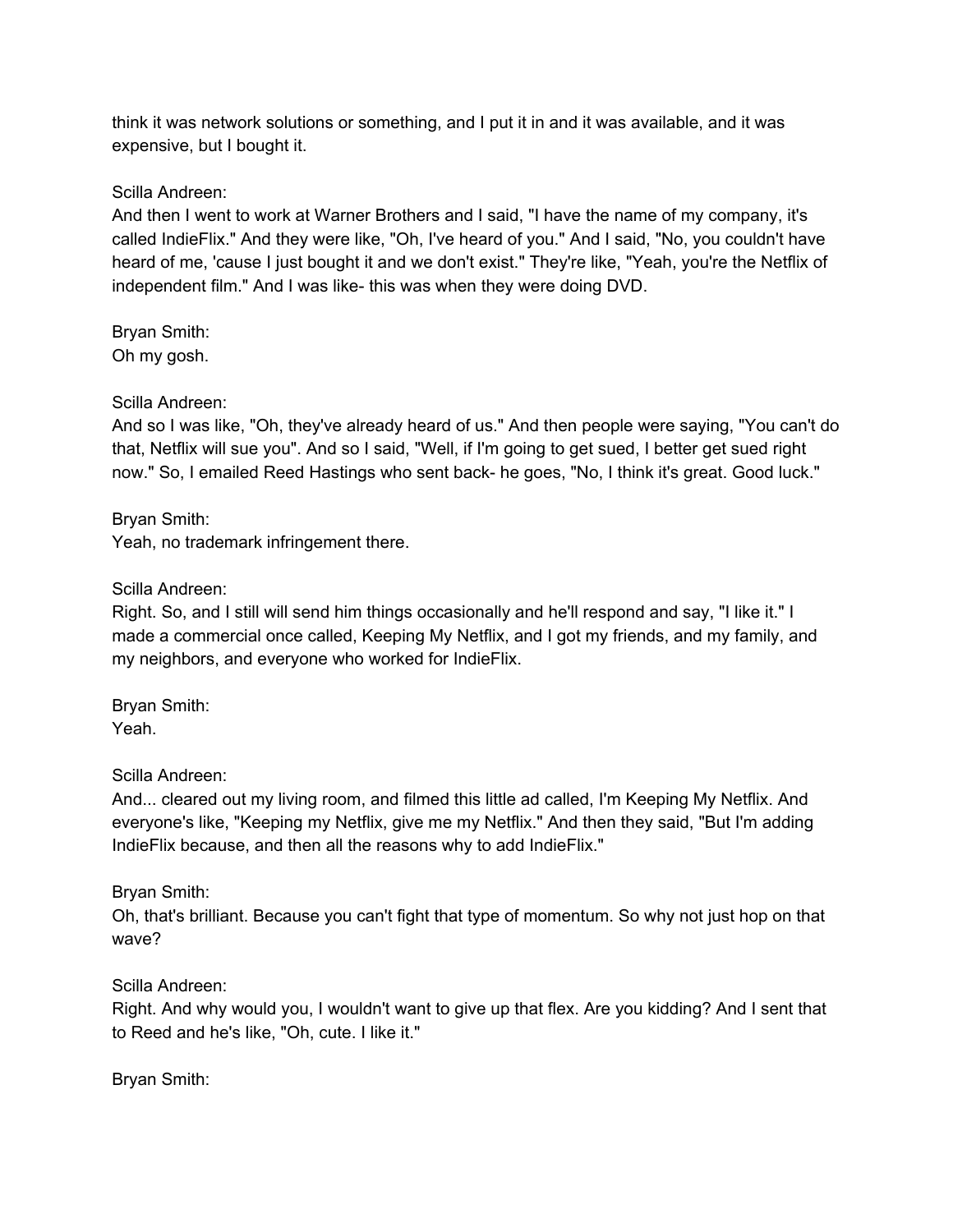think it was network solutions or something, and I put it in and it was available, and it was expensive, but I bought it.

Scilla Andreen:
And then I went to work at Warner Brothers and I said, "I have the name of my company, it's called IndieFlix." And they were like, "Oh, I've heard of you." And I said, "No, you couldn't have heard of me, 'cause I just bought it and we don't exist." They're like, "Yeah, you're the Netflix of independent film." And I was like- this was when they were doing DVD.

Bryan Smith:
Oh my gosh.

Scilla Andreen:
And so I was like, "Oh, they've already heard of us." And then people were saying, "You can't do that, Netflix will sue you". And so I said, "Well, if I'm going to get sued, I better get sued right now." So, I emailed Reed Hastings who sent back- he goes, "No, I think it's great. Good luck."

Bryan Smith:
Yeah, no trademark infringement there.

Scilla Andreen:
Right. So, and I still will send him things occasionally and he'll respond and say, "I like it." I made a commercial once called, Keeping My Netflix, and I got my friends, and my family, and my neighbors, and everyone who worked for IndieFlix.

Bryan Smith:
Yeah.

Scilla Andreen:
And... cleared out my living room, and filmed this little ad called, I'm Keeping My Netflix. And everyone's like, "Keeping my Netflix, give me my Netflix." And then they said, "But I'm adding IndieFlix because, and then all the reasons why to add IndieFlix."

Bryan Smith:
Oh, that's brilliant. Because you can't fight that type of momentum. So why not just hop on that wave?

Scilla Andreen:
Right. And why would you, I wouldn't want to give up that flex. Are you kidding? And I sent that to Reed and he's like, "Oh, cute. I like it."

Bryan Smith: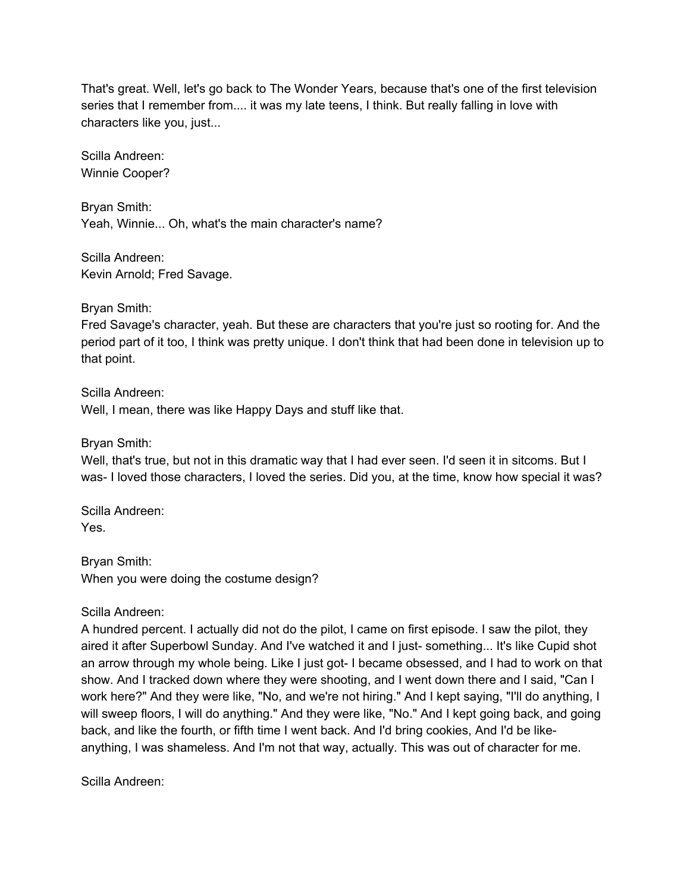That's great. Well, let's go back to The Wonder Years, because that's one of the first television series that I remember from.... it was my late teens, I think. But really falling in love with characters like you, just...

Scilla Andreen:
Winnie Cooper?

Bryan Smith:
Yeah, Winnie... Oh, what's the main character's name?

Scilla Andreen:
Kevin Arnold; Fred Savage.

Bryan Smith:
Fred Savage's character, yeah. But these are characters that you're just so rooting for. And the period part of it too, I think was pretty unique. I don't think that had been done in television up to that point.

Scilla Andreen:
Well, I mean, there was like Happy Days and stuff like that.

Bryan Smith:
Well, that's true, but not in this dramatic way that I had ever seen. I'd seen it in sitcoms. But I was- I loved those characters, I loved the series. Did you, at the time, know how special it was?

Scilla Andreen:
Yes.

Bryan Smith:
When you were doing the costume design?

Scilla Andreen:
A hundred percent. I actually did not do the pilot, I came on first episode. I saw the pilot, they aired it after Superbowl Sunday. And I've watched it and I just- something... It's like Cupid shot an arrow through my whole being. Like I just got- I became obsessed, and I had to work on that show. And I tracked down where they were shooting, and I went down there and I said, "Can I work here?" And they were like, "No, and we're not hiring." And I kept saying, "I'll do anything, I will sweep floors, I will do anything." And they were like, "No." And I kept going back, and going back, and like the fourth, or fifth time I went back. And I'd bring cookies, And I'd be like- anything, I was shameless. And I'm not that way, actually. This was out of character for me.

Scilla Andreen: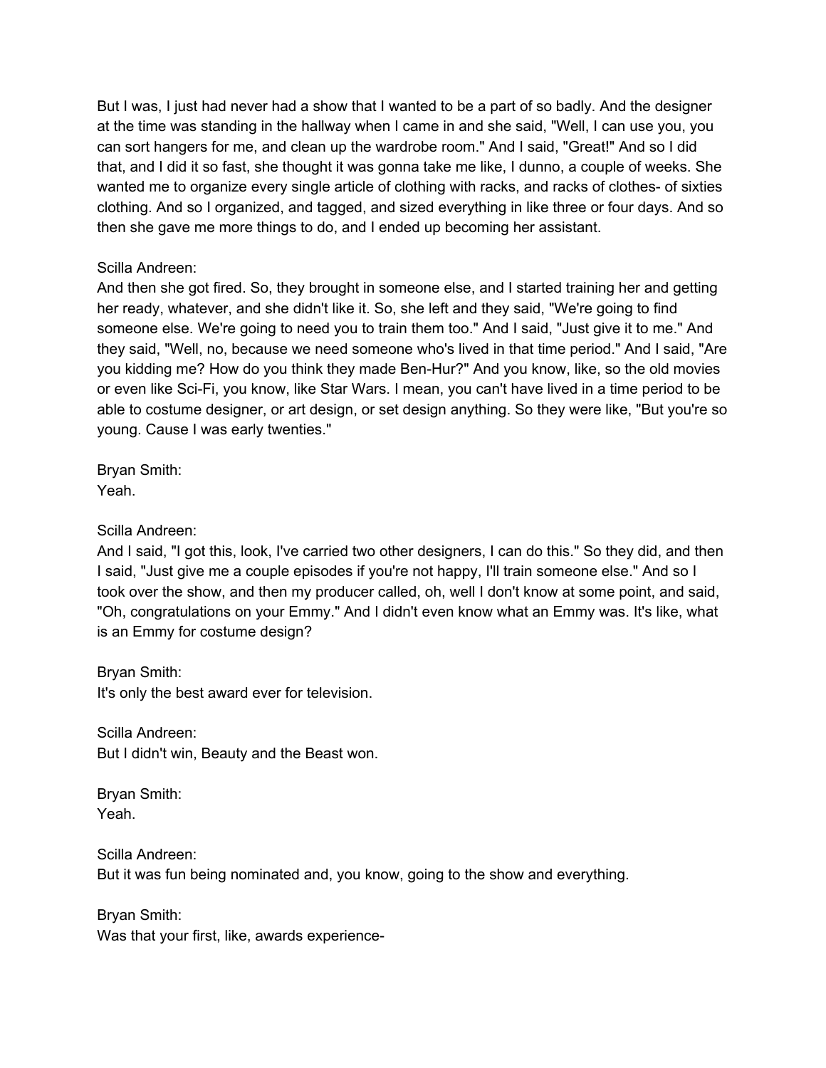But I was, I just had never had a show that I wanted to be a part of so badly. And the designer at the time was standing in the hallway when I came in and she said, "Well, I can use you, you can sort hangers for me, and clean up the wardrobe room." And I said, "Great!" And so I did that, and I did it so fast, she thought it was gonna take me like, I dunno, a couple of weeks. She wanted me to organize every single article of clothing with racks, and racks of clothes- of sixties clothing. And so I organized, and tagged, and sized everything in like three or four days. And so then she gave me more things to do, and I ended up becoming her assistant.

Scilla Andreen:
And then she got fired. So, they brought in someone else, and I started training her and getting her ready, whatever, and she didn't like it. So, she left and they said, "We're going to find someone else. We're going to need you to train them too." And I said, "Just give it to me." And they said, "Well, no, because we need someone who's lived in that time period." And I said, "Are you kidding me? How do you think they made Ben-Hur?" And you know, like, so the old movies or even like Sci-Fi, you know, like Star Wars. I mean, you can't have lived in a time period to be able to costume designer, or art design, or set design anything. So they were like, "But you're so young. Cause I was early twenties."

Bryan Smith:
Yeah.

Scilla Andreen:
And I said, "I got this, look, I've carried two other designers, I can do this." So they did, and then I said, "Just give me a couple episodes if you're not happy, I'll train someone else." And so I took over the show, and then my producer called, oh, well I don't know at some point, and said, "Oh, congratulations on your Emmy." And I didn't even know what an Emmy was. It's like, what is an Emmy for costume design?

Bryan Smith:
It's only the best award ever for television.

Scilla Andreen:
But I didn't win, Beauty and the Beast won.

Bryan Smith:
Yeah.

Scilla Andreen:
But it was fun being nominated and, you know, going to the show and everything.

Bryan Smith:
Was that your first, like, awards experience-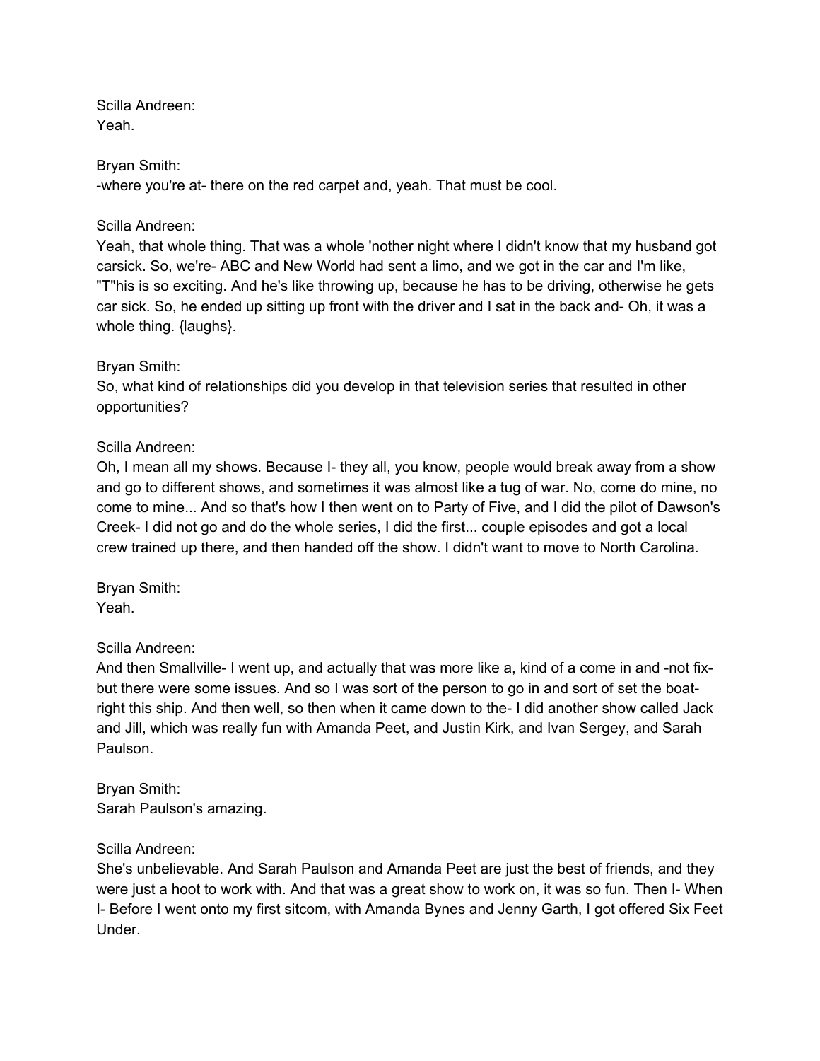Scilla Andreen:
Yeah.

Bryan Smith:
-where you're at- there on the red carpet and, yeah. That must be cool.

Scilla Andreen:
Yeah, that whole thing. That was a whole 'nother night where I didn't know that my husband got carsick. So, we're- ABC and New World had sent a limo, and we got in the car and I'm like, "T"his is so exciting. And he's like throwing up, because he has to be driving, otherwise he gets car sick. So, he ended up sitting up front with the driver and I sat in the back and- Oh, it was a whole thing. {laughs}.

Bryan Smith:
So, what kind of relationships did you develop in that television series that resulted in other opportunities?

Scilla Andreen:
Oh, I mean all my shows. Because I- they all, you know, people would break away from a show and go to different shows, and sometimes it was almost like a tug of war. No, come do mine, no come to mine... And so that's how I then went on to Party of Five, and I did the pilot of Dawson's Creek- I did not go and do the whole series, I did the first... couple episodes and got a local crew trained up there, and then handed off the show. I didn't want to move to North Carolina.

Bryan Smith:
Yeah.

Scilla Andreen:
And then Smallville- I went up, and actually that was more like a, kind of a come in and -not fix- but there were some issues. And so I was sort of the person to go in and sort of set the boat- right this ship. And then well, so then when it came down to the- I did another show called Jack and Jill, which was really fun with Amanda Peet, and Justin Kirk, and Ivan Sergey, and Sarah Paulson.

Bryan Smith:
Sarah Paulson's amazing.

Scilla Andreen:
She's unbelievable. And Sarah Paulson and Amanda Peet are just the best of friends, and they were just a hoot to work with. And that was a great show to work on, it was so fun. Then I- When I- Before I went onto my first sitcom, with Amanda Bynes and Jenny Garth, I got offered Six Feet Under.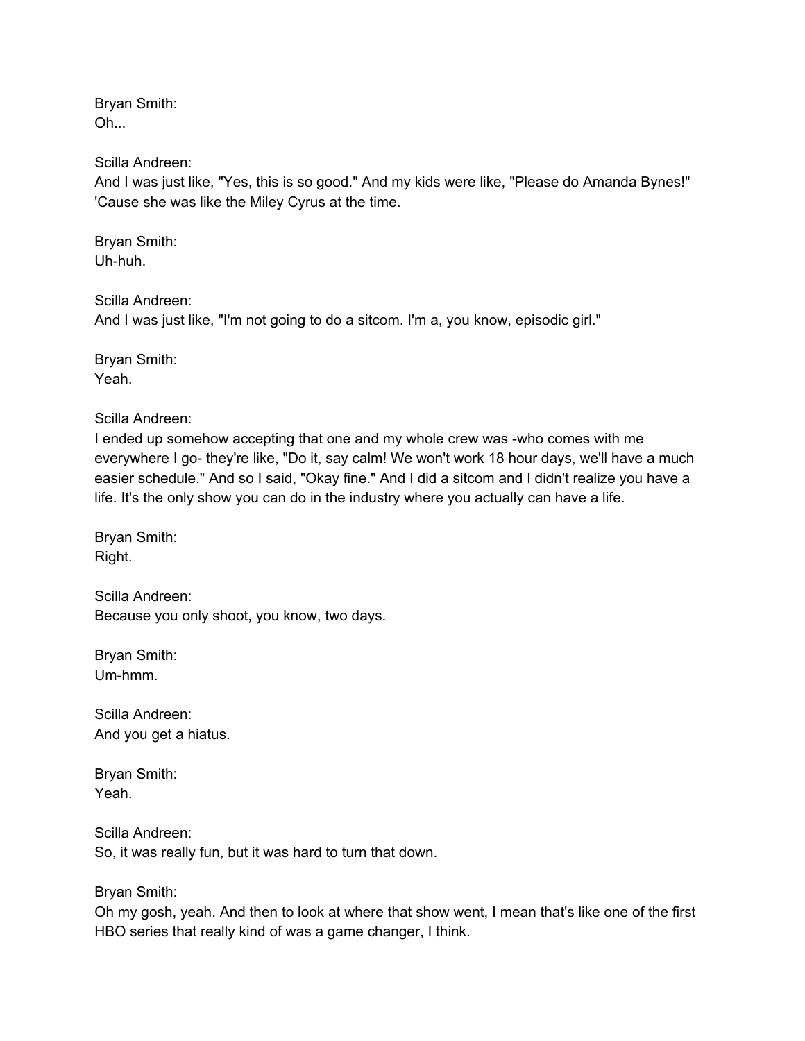Bryan Smith:
Oh...

Scilla Andreen:
And I was just like, "Yes, this is so good." And my kids were like, "Please do Amanda Bynes!" 'Cause she was like the Miley Cyrus at the time.

Bryan Smith:
Uh-huh.

Scilla Andreen:
And I was just like, "I'm not going to do a sitcom. I'm a, you know, episodic girl."

Bryan Smith:
Yeah.

Scilla Andreen:
I ended up somehow accepting that one and my whole crew was -who comes with me everywhere I go- they're like, "Do it, say calm! We won't work 18 hour days, we'll have a much easier schedule." And so I said, "Okay fine." And I did a sitcom and I didn't realize you have a life. It's the only show you can do in the industry where you actually can have a life.

Bryan Smith:
Right.

Scilla Andreen:
Because you only shoot, you know, two days.

Bryan Smith:
Um-hmm.

Scilla Andreen:
And you get a hiatus.

Bryan Smith:
Yeah.

Scilla Andreen:
So, it was really fun, but it was hard to turn that down.

Bryan Smith:
Oh my gosh, yeah. And then to look at where that show went, I mean that's like one of the first HBO series that really kind of was a game changer, I think.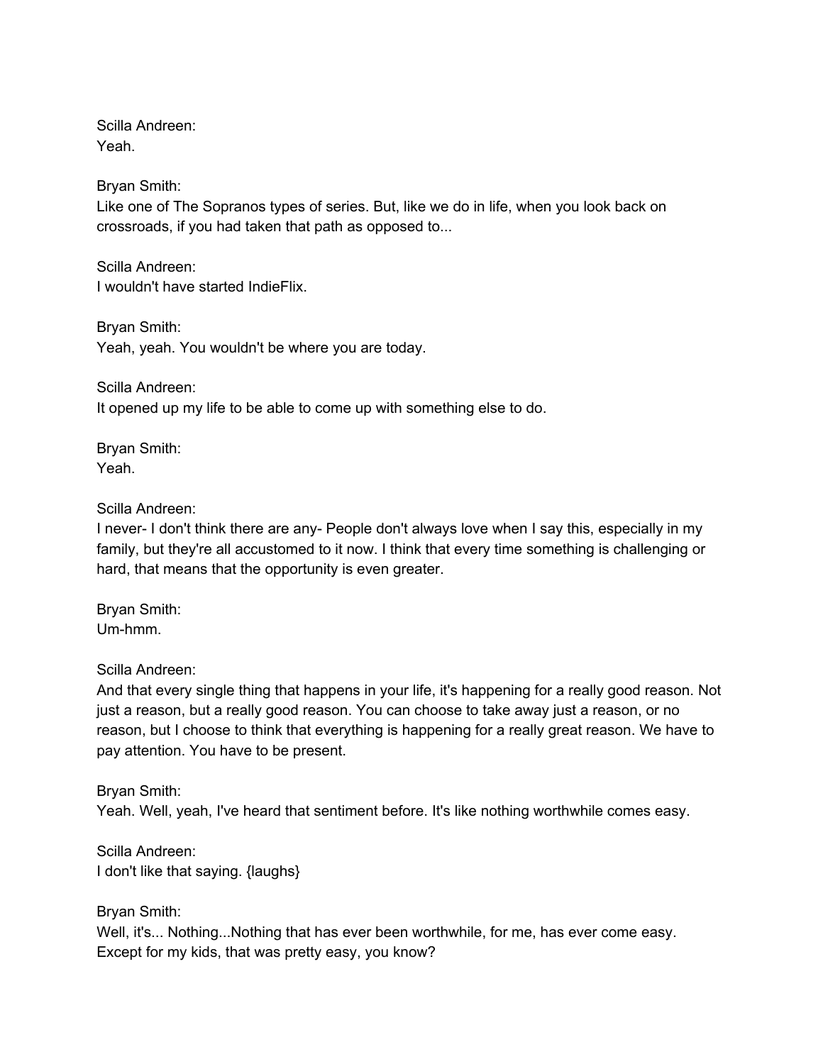Scilla Andreen:
Yeah.

Bryan Smith:
Like one of The Sopranos types of series. But, like we do in life, when you look back on crossroads, if you had taken that path as opposed to...

Scilla Andreen:
I wouldn't have started IndieFlix.

Bryan Smith:
Yeah, yeah. You wouldn't be where you are today.

Scilla Andreen:
It opened up my life to be able to come up with something else to do.

Bryan Smith:
Yeah.

Scilla Andreen:
I never- I don't think there are any- People don't always love when I say this, especially in my family, but they're all accustomed to it now. I think that every time something is challenging or hard, that means that the opportunity is even greater.

Bryan Smith:
Um-hmm.

Scilla Andreen:
And that every single thing that happens in your life, it's happening for a really good reason. Not just a reason, but a really good reason. You can choose to take away just a reason, or no reason, but I choose to think that everything is happening for a really great reason. We have to pay attention. You have to be present.

Bryan Smith:
Yeah. Well, yeah, I've heard that sentiment before. It's like nothing worthwhile comes easy.

Scilla Andreen:
I don't like that saying. {laughs}

Bryan Smith:
Well, it's... Nothing...Nothing that has ever been worthwhile, for me, has ever come easy. Except for my kids, that was pretty easy, you know?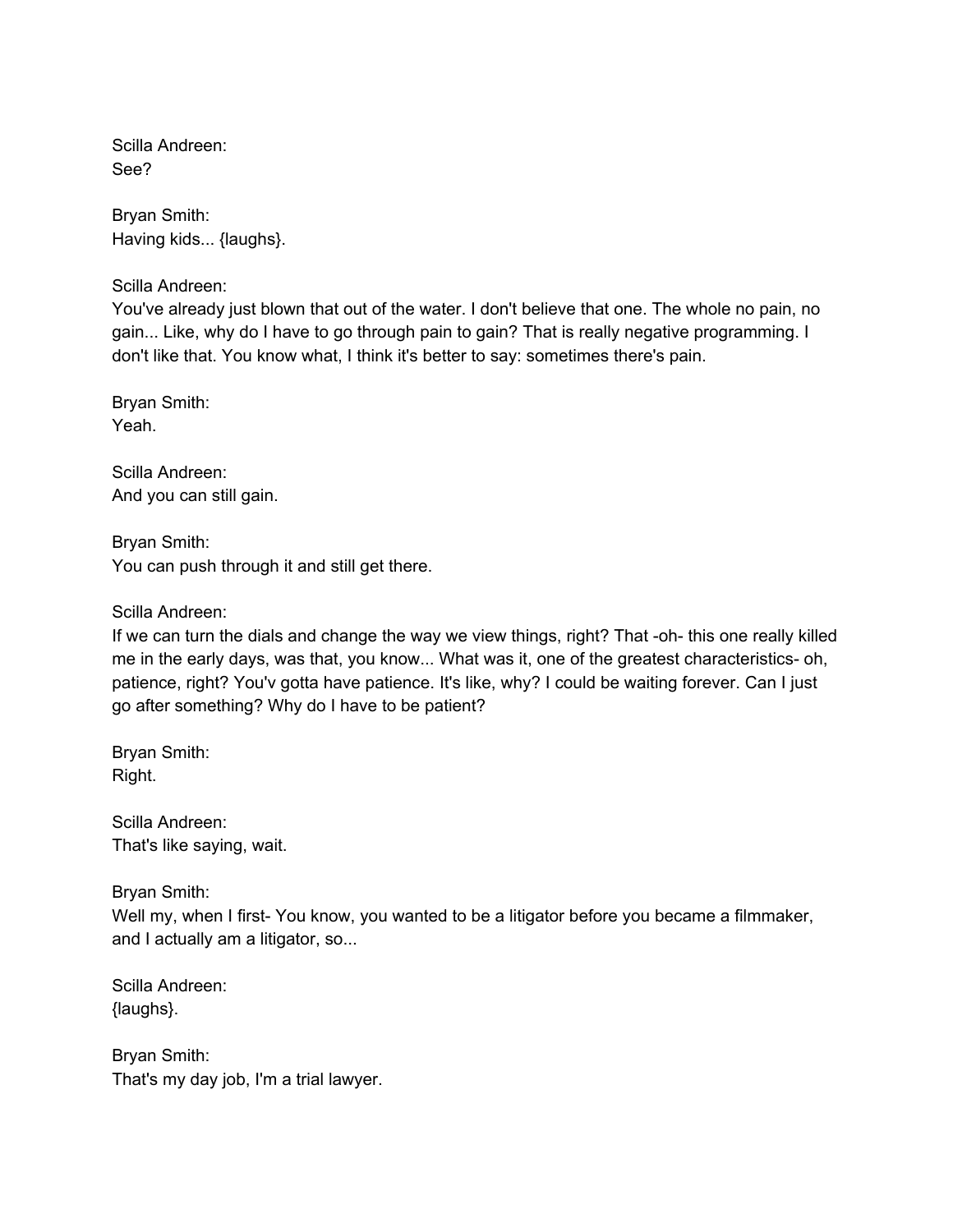Scilla Andreen:
See?

Bryan Smith:
Having kids... {laughs}.

Scilla Andreen:
You've already just blown that out of the water. I don't believe that one. The whole no pain, no gain... Like, why do I have to go through pain to gain? That is really negative programming. I don't like that. You know what, I think it's better to say: sometimes there's pain.

Bryan Smith:
Yeah.

Scilla Andreen:
And you can still gain.

Bryan Smith:
You can push through it and still get there.

Scilla Andreen:
If we can turn the dials and change the way we view things, right? That -oh- this one really killed me in the early days, was that, you know... What was it, one of the greatest characteristics- oh, patience, right? You'v gotta have patience. It's like, why? I could be waiting forever. Can I just go after something? Why do I have to be patient?

Bryan Smith:
Right.

Scilla Andreen:
That's like saying, wait.

Bryan Smith:
Well my, when I first- You know, you wanted to be a litigator before you became a filmmaker, and I actually am a litigator, so...

Scilla Andreen:
{laughs}.

Bryan Smith:
That's my day job, I'm a trial lawyer.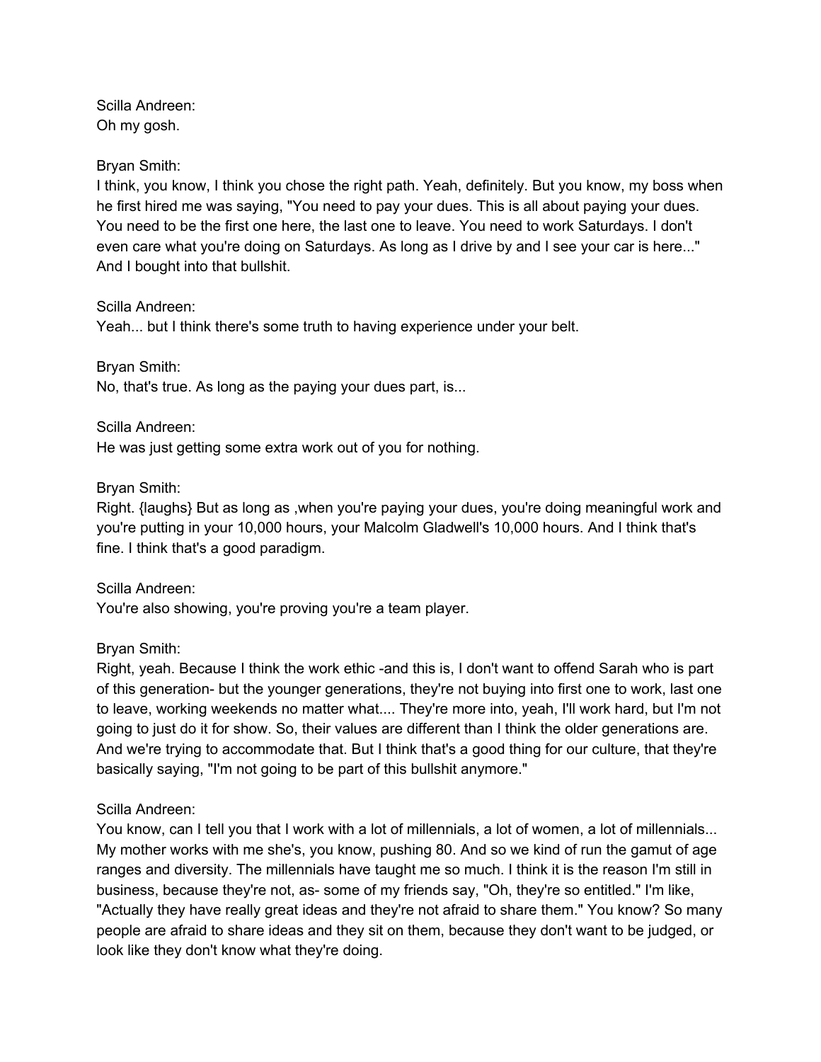Scilla Andreen:
Oh my gosh.

Bryan Smith:
I think, you know, I think you chose the right path. Yeah, definitely. But you know, my boss when he first hired me was saying, "You need to pay your dues. This is all about paying your dues. You need to be the first one here, the last one to leave. You need to work Saturdays. I don't even care what you're doing on Saturdays. As long as I drive by and I see your car is here..." And I bought into that bullshit.

Scilla Andreen:
Yeah... but I think there's some truth to having experience under your belt.

Bryan Smith:
No, that's true. As long as the paying your dues part, is...

Scilla Andreen:
He was just getting some extra work out of you for nothing.

Bryan Smith:
Right. {laughs} But as long as ,when you're paying your dues, you're doing meaningful work and you're putting in your 10,000 hours, your Malcolm Gladwell's 10,000 hours. And I think that's fine. I think that's a good paradigm.

Scilla Andreen:
You're also showing, you're proving you're a team player.

Bryan Smith:
Right, yeah. Because I think the work ethic -and this is, I don't want to offend Sarah who is part of this generation- but the younger generations, they're not buying into first one to work, last one to leave, working weekends no matter what.... They're more into, yeah, I'll work hard, but I'm not going to just do it for show. So, their values are different than I think the older generations are. And we're trying to accommodate that. But I think that's a good thing for our culture, that they're basically saying, "I'm not going to be part of this bullshit anymore."

Scilla Andreen:
You know, can I tell you that I work with a lot of millennials, a lot of women, a lot of millennials... My mother works with me she's, you know, pushing 80. And so we kind of run the gamut of age ranges and diversity. The millennials have taught me so much. I think it is the reason I'm still in business, because they're not, as- some of my friends say, "Oh, they're so entitled." I'm like, "Actually they have really great ideas and they're not afraid to share them." You know? So many people are afraid to share ideas and they sit on them, because they don't want to be judged, or look like they don't know what they're doing.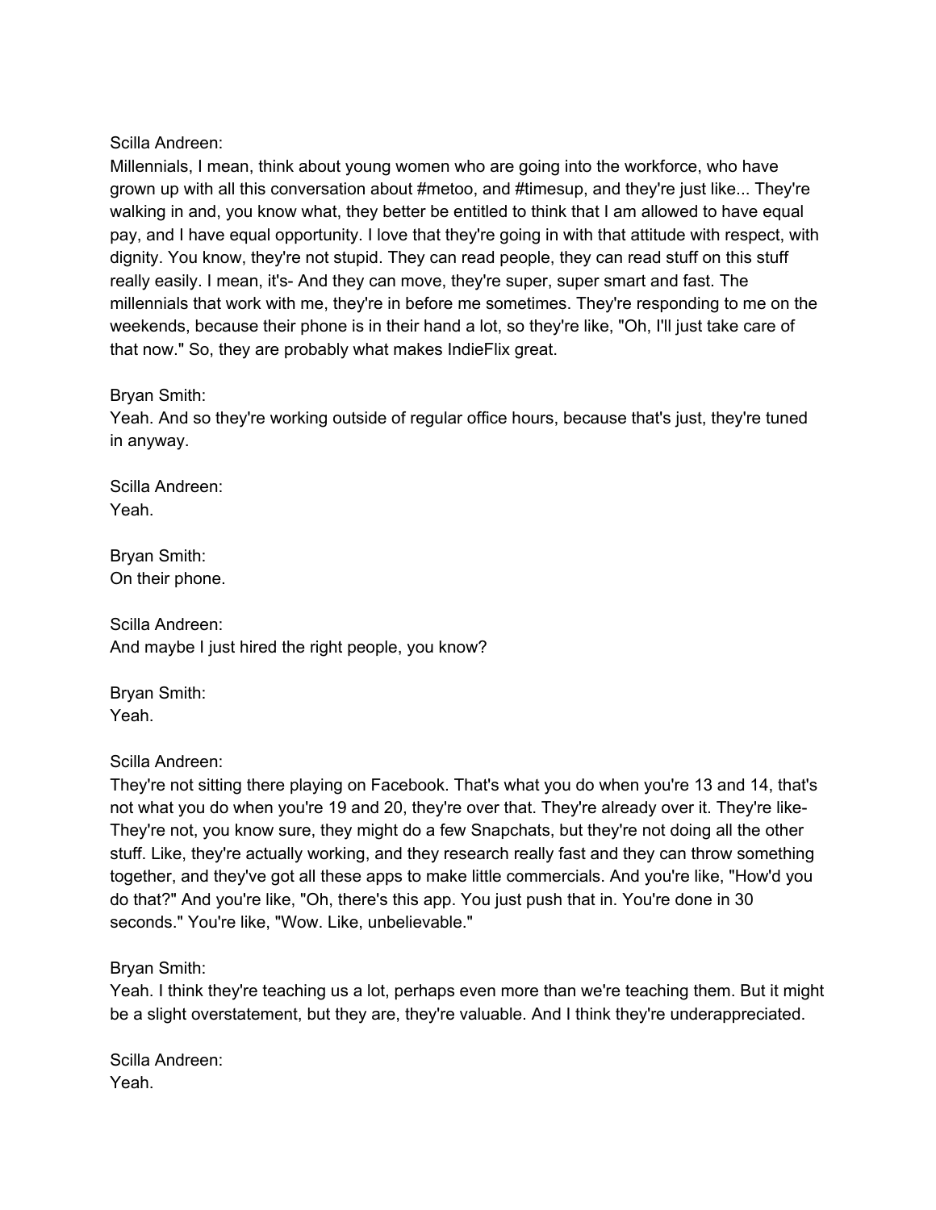Scilla Andreen:
Millennials, I mean, think about young women who are going into the workforce, who have grown up with all this conversation about #metoo, and #timesup, and they're just like... They're walking in and, you know what, they better be entitled to think that I am allowed to have equal pay, and I have equal opportunity. I love that they're going in with that attitude with respect, with dignity. You know, they're not stupid. They can read people, they can read stuff on this stuff really easily. I mean, it's- And they can move, they're super, super smart and fast. The millennials that work with me, they're in before me sometimes. They're responding to me on the weekends, because their phone is in their hand a lot, so they're like, "Oh, I'll just take care of that now." So, they are probably what makes IndieFlix great.

Bryan Smith:
Yeah. And so they're working outside of regular office hours, because that's just, they're tuned in anyway.

Scilla Andreen:
Yeah.

Bryan Smith:
On their phone.

Scilla Andreen:
And maybe I just hired the right people, you know?

Bryan Smith:
Yeah.

Scilla Andreen:
They're not sitting there playing on Facebook. That's what you do when you're 13 and 14, that's not what you do when you're 19 and 20, they're over that. They're already over it. They're like- They're not, you know sure, they might do a few Snapchats, but they're not doing all the other stuff. Like, they're actually working, and they research really fast and they can throw something together, and they've got all these apps to make little commercials. And you're like, "How'd you do that?" And you're like, "Oh, there's this app. You just push that in. You're done in 30 seconds." You're like, "Wow. Like, unbelievable."

Bryan Smith:
Yeah. I think they're teaching us a lot, perhaps even more than we're teaching them. But it might be a slight overstatement, but they are, they're valuable. And I think they're underappreciated.

Scilla Andreen:
Yeah.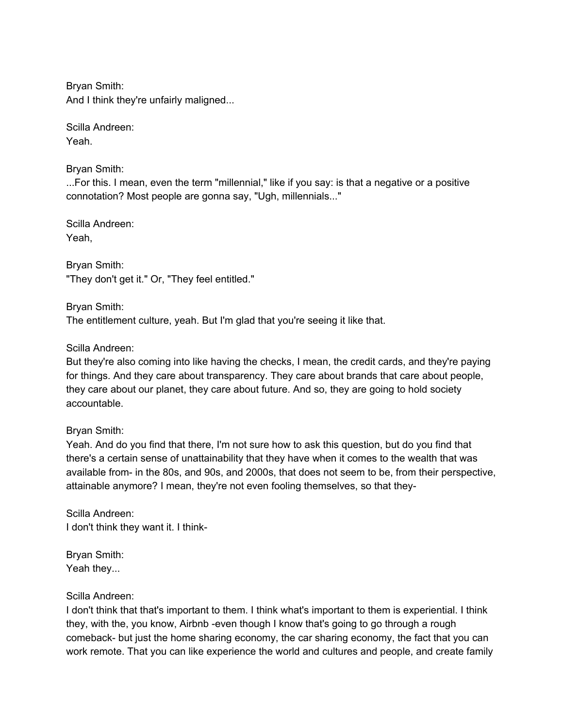Bryan Smith:
And I think they're unfairly maligned...

Scilla Andreen:
Yeah.

Bryan Smith:
...For this. I mean, even the term "millennial," like if you say: is that a negative or a positive connotation? Most people are gonna say, "Ugh, millennials..."

Scilla Andreen:
Yeah,

Bryan Smith:
"They don't get it." Or, "They feel entitled."

Bryan Smith:
The entitlement culture, yeah. But I'm glad that you're seeing it like that.

Scilla Andreen:
But they're also coming into like having the checks, I mean, the credit cards, and they're paying for things. And they care about transparency. They care about brands that care about people, they care about our planet, they care about future. And so, they are going to hold society accountable.

Bryan Smith:
Yeah. And do you find that there, I'm not sure how to ask this question, but do you find that there's a certain sense of unattainability that they have when it comes to the wealth that was available from- in the 80s, and 90s, and 2000s, that does not seem to be, from their perspective, attainable anymore? I mean, they're not even fooling themselves, so that they-

Scilla Andreen:
I don't think they want it. I think-

Bryan Smith:
Yeah they...

Scilla Andreen:
I don't think that that's important to them. I think what's important to them is experiential. I think they, with the, you know, Airbnb -even though I know that's going to go through a rough comeback- but just the home sharing economy, the car sharing economy, the fact that you can work remote. That you can like experience the world and cultures and people, and create family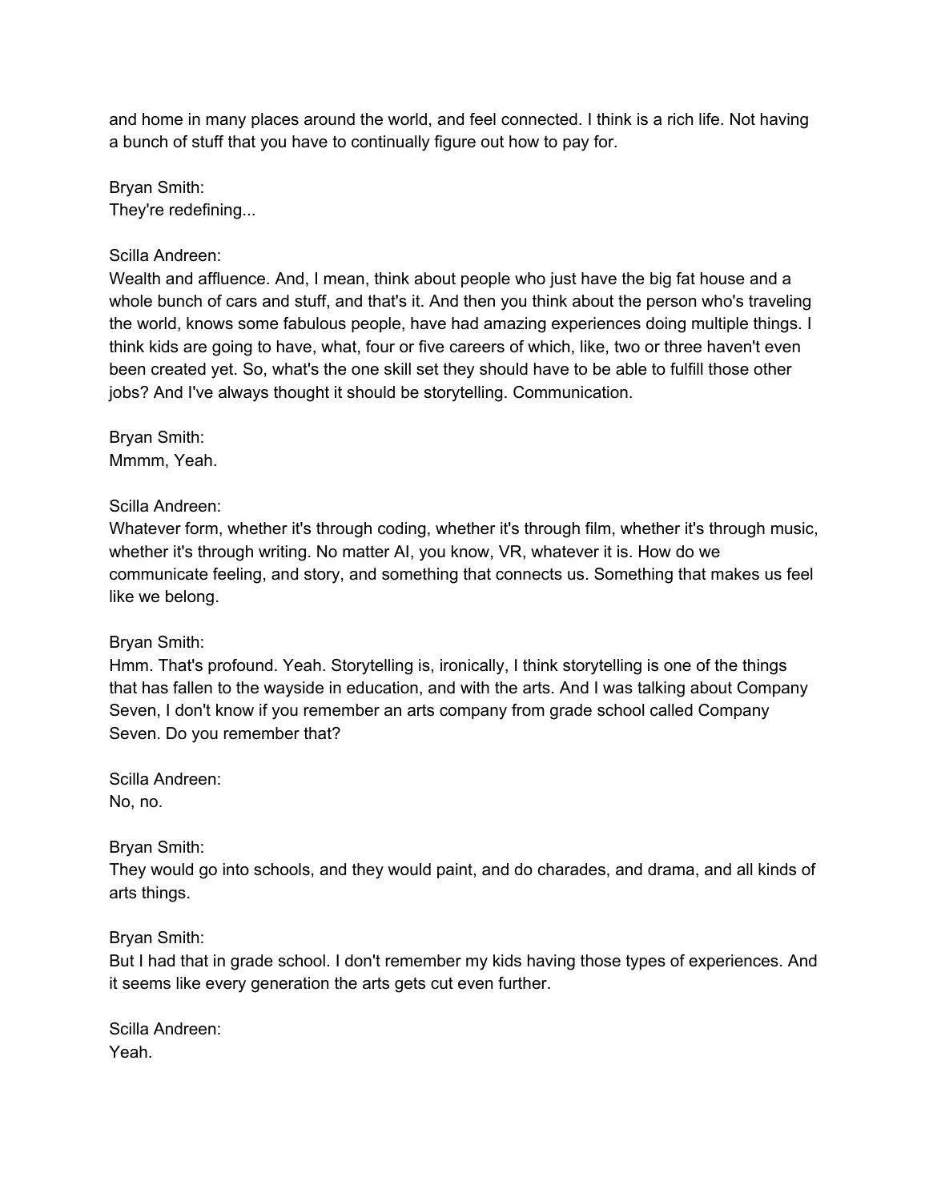and home in many places around the world, and feel connected. I think is a rich life. Not having a bunch of stuff that you have to continually figure out how to pay for.

Bryan Smith:
They're redefining...

Scilla Andreen:
Wealth and affluence. And, I mean, think about people who just have the big fat house and a whole bunch of cars and stuff, and that's it. And then you think about the person who's traveling the world, knows some fabulous people, have had amazing experiences doing multiple things. I think kids are going to have, what, four or five careers of which, like, two or three haven't even been created yet. So, what's the one skill set they should have to be able to fulfill those other jobs? And I've always thought it should be storytelling. Communication.

Bryan Smith:
Mmmm, Yeah.

Scilla Andreen:
Whatever form, whether it's through coding, whether it's through film, whether it's through music, whether it's through writing. No matter AI, you know, VR, whatever it is. How do we communicate feeling, and story, and something that connects us. Something that makes us feel like we belong.

Bryan Smith:
Hmm. That's profound. Yeah. Storytelling is, ironically, I think storytelling is one of the things that has fallen to the wayside in education, and with the arts. And I was talking about Company Seven, I don't know if you remember an arts company from grade school called Company Seven. Do you remember that?

Scilla Andreen:
No, no.

Bryan Smith:
They would go into schools, and they would paint, and do charades, and drama, and all kinds of arts things.

Bryan Smith:
But I had that in grade school. I don't remember my kids having those types of experiences. And it seems like every generation the arts gets cut even further.

Scilla Andreen:
Yeah.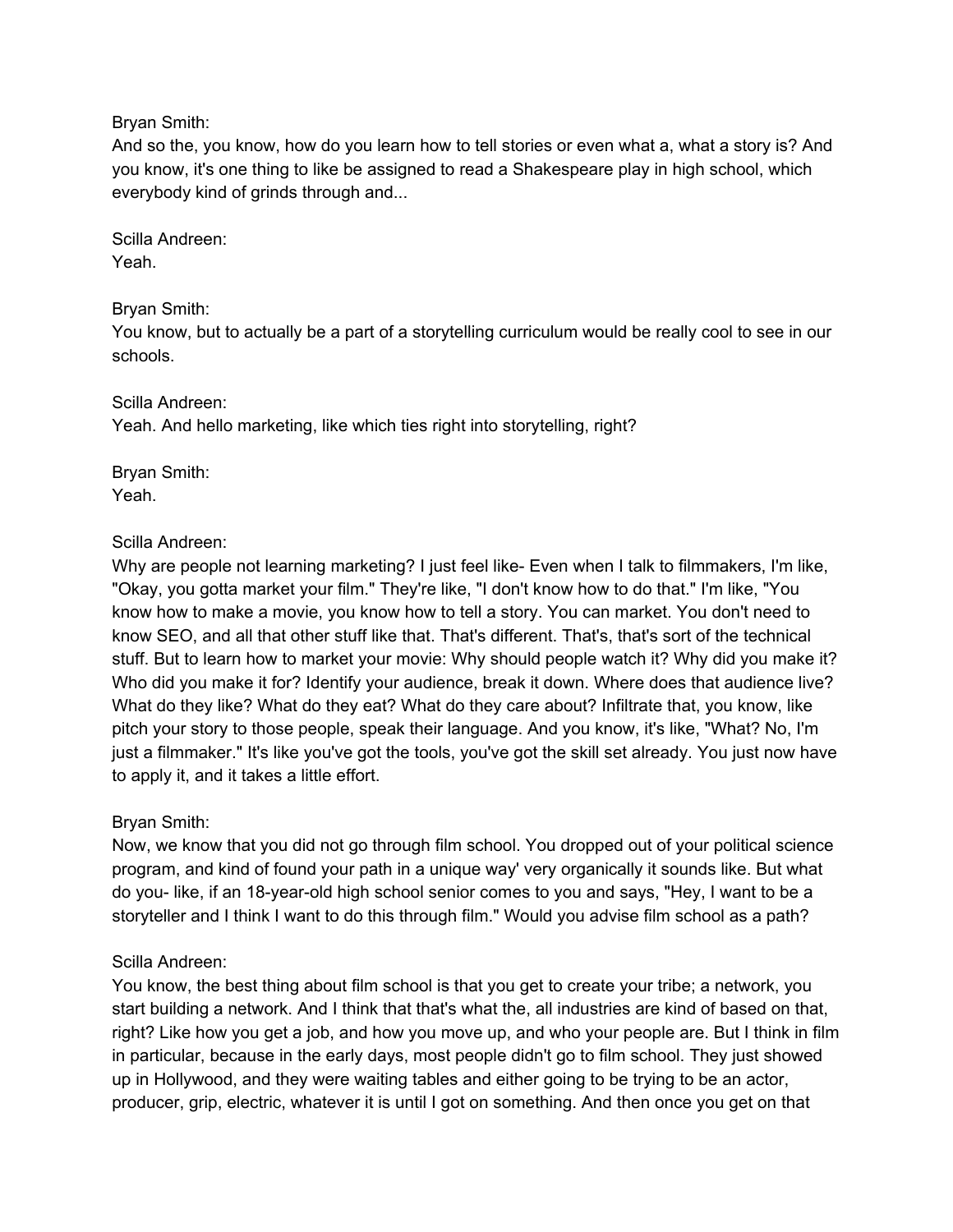Bryan Smith:
And so the, you know, how do you learn how to tell stories or even what a, what a story is? And you know, it's one thing to like be assigned to read a Shakespeare play in high school, which everybody kind of grinds through and...

Scilla Andreen:
Yeah.

Bryan Smith:
You know, but to actually be a part of a storytelling curriculum would be really cool to see in our schools.

Scilla Andreen:
Yeah. And hello marketing, like which ties right into storytelling, right?

Bryan Smith:
Yeah.

Scilla Andreen:
Why are people not learning marketing? I just feel like- Even when I talk to filmmakers, I'm like, "Okay, you gotta market your film." They're like, "I don't know how to do that." I'm like, "You know how to make a movie, you know how to tell a story. You can market. You don't need to know SEO, and all that other stuff like that. That's different. That's, that's sort of the technical stuff. But to learn how to market your movie: Why should people watch it? Why did you make it? Who did you make it for? Identify your audience, break it down. Where does that audience live? What do they like? What do they eat? What do they care about? Infiltrate that, you know, like pitch your story to those people, speak their language. And you know, it's like, "What? No, I'm just a filmmaker." It's like you've got the tools, you've got the skill set already. You just now have to apply it, and it takes a little effort.

Bryan Smith:
Now, we know that you did not go through film school. You dropped out of your political science program, and kind of found your path in a unique way' very organically it sounds like. But what do you- like, if an 18-year-old high school senior comes to you and says, "Hey, I want to be a storyteller and I think I want to do this through film." Would you advise film school as a path?

Scilla Andreen:
You know, the best thing about film school is that you get to create your tribe; a network, you start building a network. And I think that that's what the, all industries are kind of based on that, right? Like how you get a job, and how you move up, and who your people are. But I think in film in particular, because in the early days, most people didn't go to film school. They just showed up in Hollywood, and they were waiting tables and either going to be trying to be an actor, producer, grip, electric, whatever it is until I got on something. And then once you get on that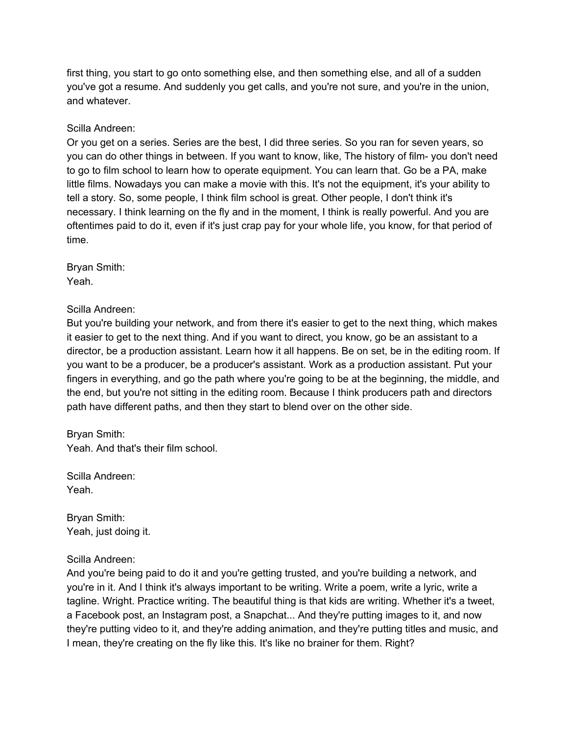first thing, you start to go onto something else, and then something else, and all of a sudden you've got a resume. And suddenly you get calls, and you're not sure, and you're in the union, and whatever.

Scilla Andreen:
Or you get on a series. Series are the best, I did three series. So you ran for seven years, so you can do other things in between. If you want to know, like, The history of film- you don't need to go to film school to learn how to operate equipment. You can learn that. Go be a PA, make little films. Nowadays you can make a movie with this. It's not the equipment, it's your ability to tell a story. So, some people, I think film school is great. Other people, I don't think it's necessary. I think learning on the fly and in the moment, I think is really powerful. And you are oftentimes paid to do it, even if it's just crap pay for your whole life, you know, for that period of time.

Bryan Smith:
Yeah.

Scilla Andreen:
But you're building your network, and from there it's easier to get to the next thing, which makes it easier to get to the next thing. And if you want to direct, you know, go be an assistant to a director, be a production assistant. Learn how it all happens. Be on set, be in the editing room. If you want to be a producer, be a producer's assistant. Work as a production assistant. Put your fingers in everything, and go the path where you're going to be at the beginning, the middle, and the end, but you're not sitting in the editing room. Because I think producers path and directors path have different paths, and then they start to blend over on the other side.

Bryan Smith:
Yeah. And that's their film school.

Scilla Andreen:
Yeah.

Bryan Smith:
Yeah, just doing it.

Scilla Andreen:
And you're being paid to do it and you're getting trusted, and you're building a network, and you're in it. And I think it's always important to be writing. Write a poem, write a lyric, write a tagline. Wright. Practice writing. The beautiful thing is that kids are writing. Whether it's a tweet, a Facebook post, an Instagram post, a Snapchat... And they're putting images to it, and now they're putting video to it, and they're adding animation, and they're putting titles and music, and I mean, they're creating on the fly like this. It's like no brainer for them. Right?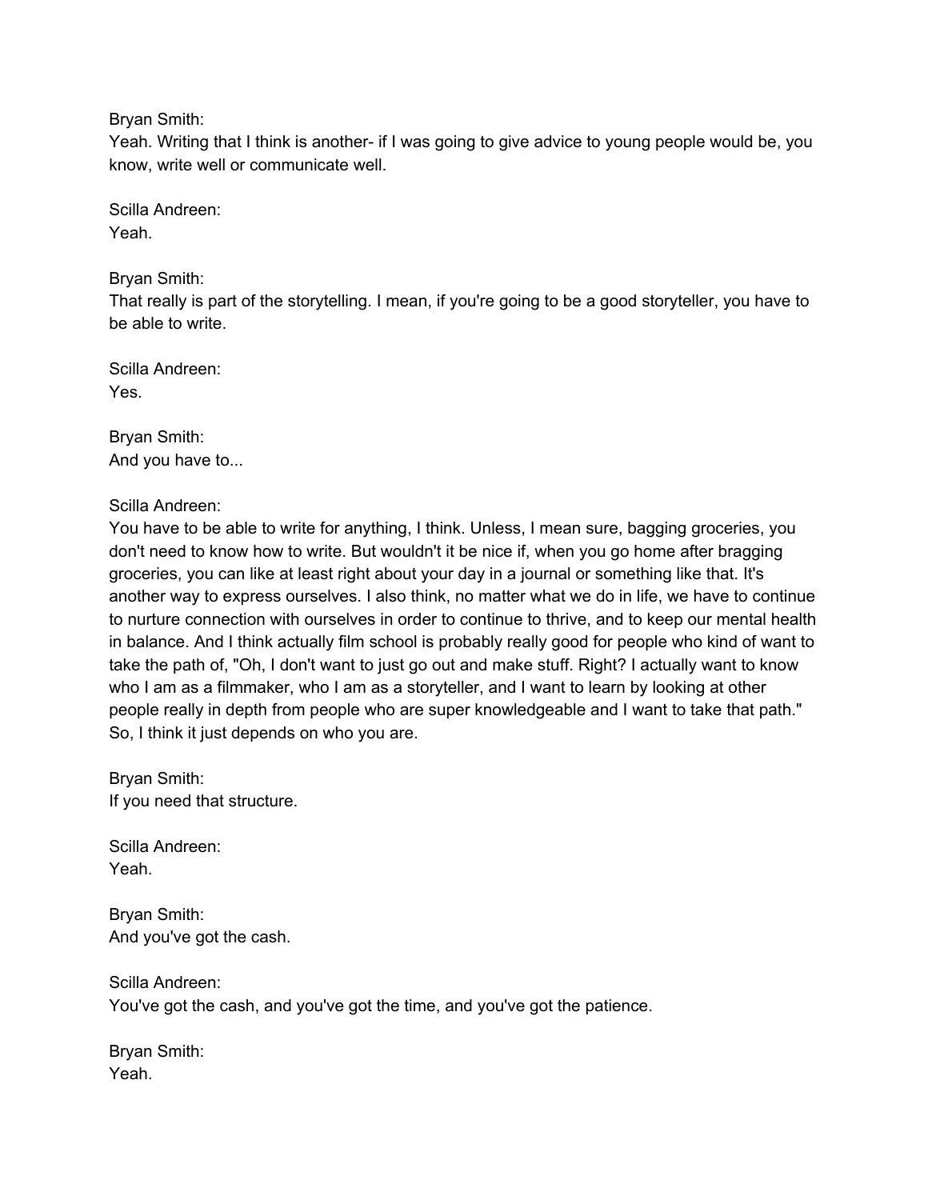Bryan Smith:
Yeah. Writing that I think is another- if I was going to give advice to young people would be, you know, write well or communicate well.

Scilla Andreen:
Yeah.

Bryan Smith:
That really is part of the storytelling. I mean, if you're going to be a good storyteller, you have to be able to write.

Scilla Andreen:
Yes.

Bryan Smith:
And you have to...

Scilla Andreen:
You have to be able to write for anything, I think. Unless, I mean sure, bagging groceries, you don't need to know how to write. But wouldn't it be nice if, when you go home after bragging groceries, you can like at least right about your day in a journal or something like that. It's another way to express ourselves. I also think, no matter what we do in life, we have to continue to nurture connection with ourselves in order to continue to thrive, and to keep our mental health in balance. And I think actually film school is probably really good for people who kind of want to take the path of, "Oh, I don't want to just go out and make stuff. Right? I actually want to know who I am as a filmmaker, who I am as a storyteller, and I want to learn by looking at other people really in depth from people who are super knowledgeable and I want to take that path." So, I think it just depends on who you are.

Bryan Smith:
If you need that structure.

Scilla Andreen:
Yeah.

Bryan Smith:
And you've got the cash.

Scilla Andreen:
You've got the cash, and you've got the time, and you've got the patience.

Bryan Smith:
Yeah.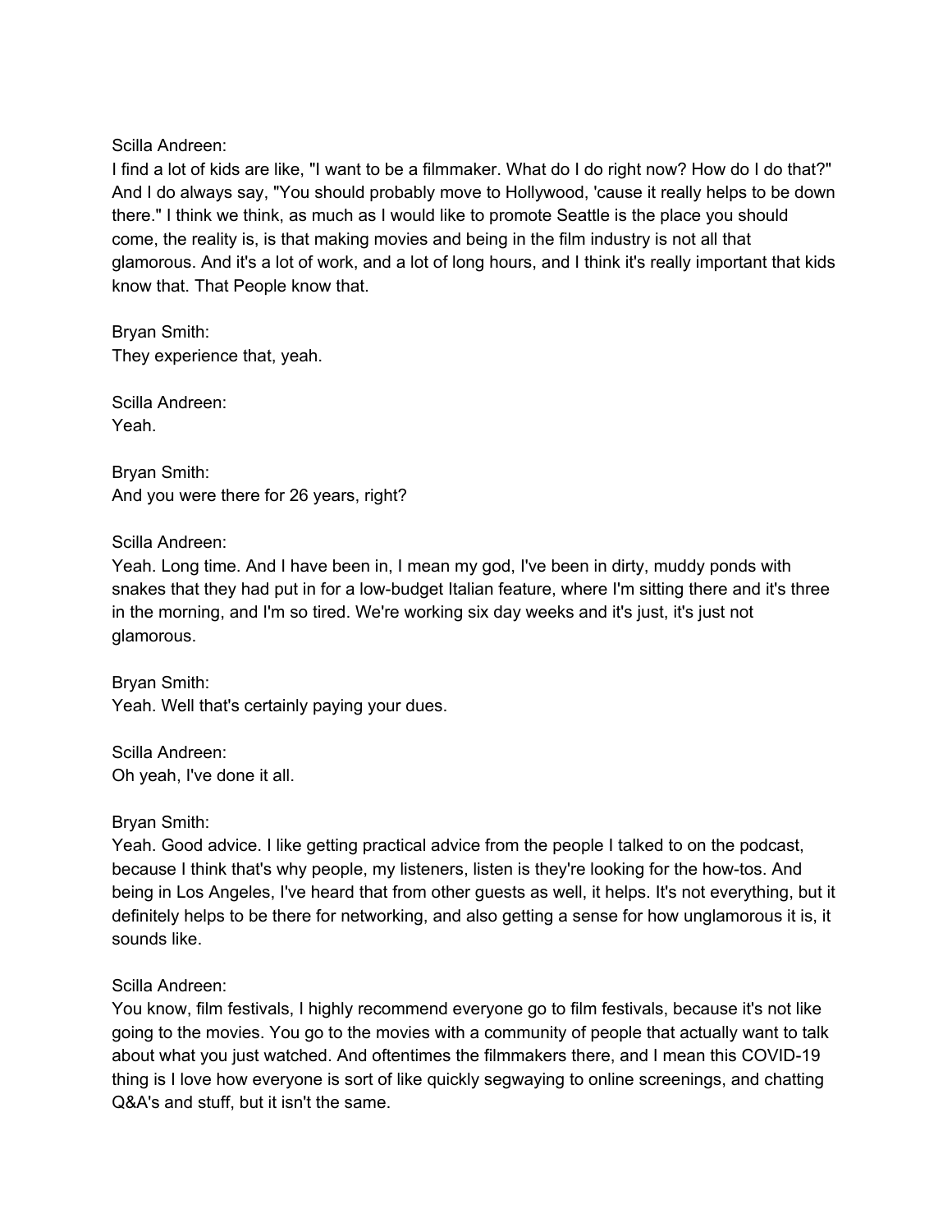Scilla Andreen:
I find a lot of kids are like, "I want to be a filmmaker. What do I do right now? How do I do that?" And I do always say, "You should probably move to Hollywood, 'cause it really helps to be down there." I think we think, as much as I would like to promote Seattle is the place you should come, the reality is, is that making movies and being in the film industry is not all that glamorous. And it's a lot of work, and a lot of long hours, and I think it's really important that kids know that. That People know that.

Bryan Smith:
They experience that, yeah.

Scilla Andreen:
Yeah.

Bryan Smith:
And you were there for 26 years, right?

Scilla Andreen:
Yeah. Long time. And I have been in, I mean my god, I've been in dirty, muddy ponds with snakes that they had put in for a low-budget Italian feature, where I'm sitting there and it's three in the morning, and I'm so tired. We're working six day weeks and it's just, it's just not glamorous.

Bryan Smith:
Yeah. Well that's certainly paying your dues.

Scilla Andreen:
Oh yeah, I've done it all.

Bryan Smith:
Yeah. Good advice. I like getting practical advice from the people I talked to on the podcast, because I think that's why people, my listeners, listen is they're looking for the how-tos. And being in Los Angeles, I've heard that from other guests as well, it helps. It's not everything, but it definitely helps to be there for networking, and also getting a sense for how unglamorous it is, it sounds like.

Scilla Andreen:
You know, film festivals, I highly recommend everyone go to film festivals, because it's not like going to the movies. You go to the movies with a community of people that actually want to talk about what you just watched. And oftentimes the filmmakers there, and I mean this COVID-19 thing is I love how everyone is sort of like quickly segwaying to online screenings, and chatting Q&A's and stuff, but it isn't the same.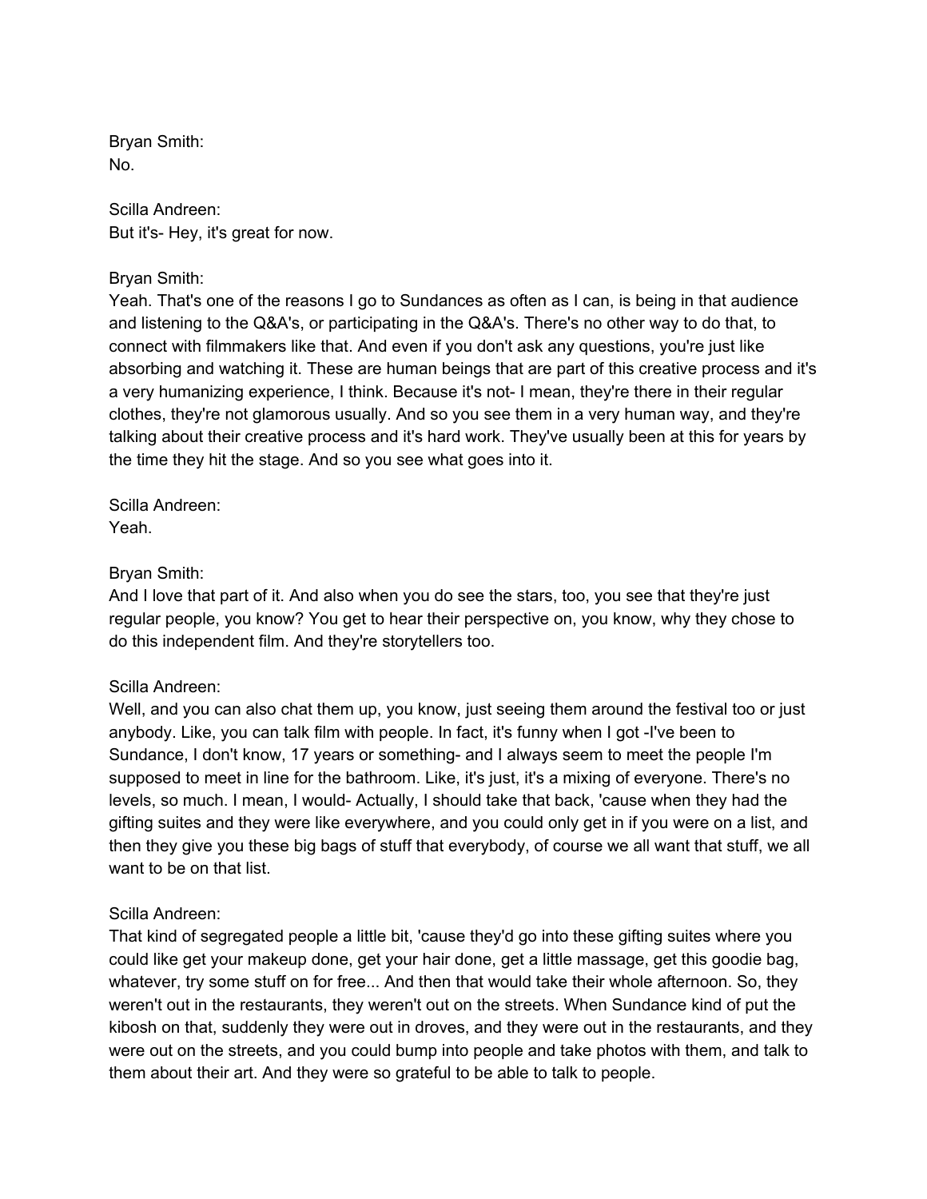Bryan Smith:
No.

Scilla Andreen:
But it's- Hey, it's great for now.

Bryan Smith:
Yeah. That's one of the reasons I go to Sundances as often as I can, is being in that audience and listening to the Q&A's, or participating in the Q&A's. There's no other way to do that, to connect with filmmakers like that. And even if you don't ask any questions, you're just like absorbing and watching it. These are human beings that are part of this creative process and it's a very humanizing experience, I think. Because it's not- I mean, they're there in their regular clothes, they're not glamorous usually. And so you see them in a very human way, and they're talking about their creative process and it's hard work. They've usually been at this for years by the time they hit the stage. And so you see what goes into it.

Scilla Andreen:
Yeah.

Bryan Smith:
And I love that part of it. And also when you do see the stars, too, you see that they're just regular people, you know? You get to hear their perspective on, you know, why they chose to do this independent film. And they're storytellers too.

Scilla Andreen:
Well, and you can also chat them up, you know, just seeing them around the festival too or just anybody. Like, you can talk film with people. In fact, it's funny when I got -I've been to Sundance, I don't know, 17 years or something- and I always seem to meet the people I'm supposed to meet in line for the bathroom. Like, it's just, it's a mixing of everyone. There's no levels, so much. I mean, I would- Actually, I should take that back, 'cause when they had the gifting suites and they were like everywhere, and you could only get in if you were on a list, and then they give you these big bags of stuff that everybody, of course we all want that stuff, we all want to be on that list.

Scilla Andreen:
That kind of segregated people a little bit, 'cause they'd go into these gifting suites where you could like get your makeup done, get your hair done, get a little massage, get this goodie bag, whatever, try some stuff on for free... And then that would take their whole afternoon. So, they weren't out in the restaurants, they weren't out on the streets. When Sundance kind of put the kibosh on that, suddenly they were out in droves, and they were out in the restaurants, and they were out on the streets, and you could bump into people and take photos with them, and talk to them about their art. And they were so grateful to be able to talk to people.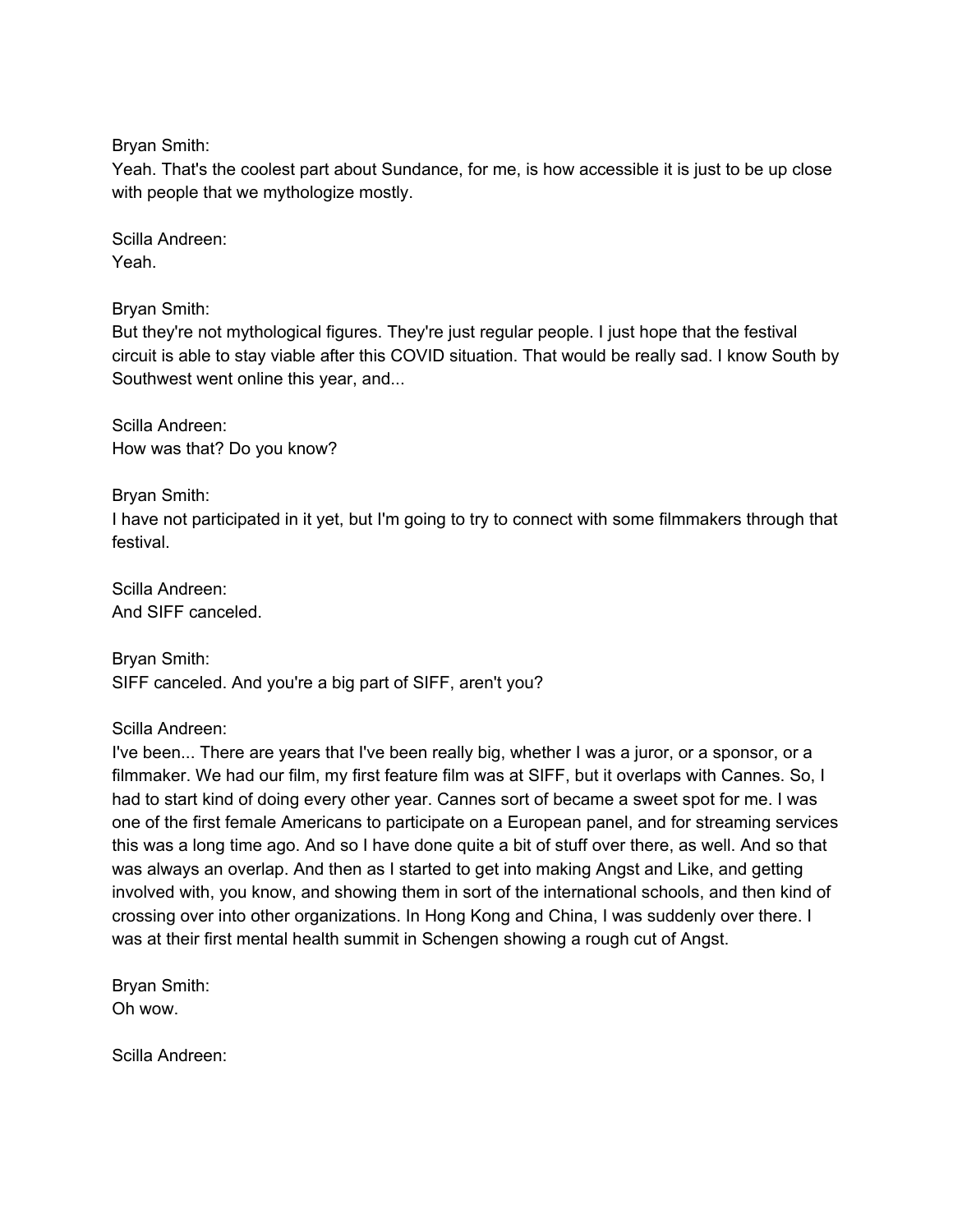Bryan Smith:
Yeah. That's the coolest part about Sundance, for me, is how accessible it is just to be up close with people that we mythologize mostly.

Scilla Andreen:
Yeah.

Bryan Smith:
But they're not mythological figures. They're just regular people. I just hope that the festival circuit is able to stay viable after this COVID situation. That would be really sad. I know South by Southwest went online this year, and...

Scilla Andreen:
How was that? Do you know?

Bryan Smith:
I have not participated in it yet, but I'm going to try to connect with some filmmakers through that festival.

Scilla Andreen:
And SIFF canceled.

Bryan Smith:
SIFF canceled. And you're a big part of SIFF, aren't you?

Scilla Andreen:
I've been... There are years that I've been really big, whether I was a juror, or a sponsor, or a filmmaker. We had our film, my first feature film was at SIFF, but it overlaps with Cannes. So, I had to start kind of doing every other year. Cannes sort of became a sweet spot for me. I was one of the first female Americans to participate on a European panel, and for streaming services this was a long time ago. And so I have done quite a bit of stuff over there, as well. And so that was always an overlap. And then as I started to get into making Angst and Like, and getting involved with, you know, and showing them in sort of the international schools, and then kind of crossing over into other organizations. In Hong Kong and China, I was suddenly over there. I was at their first mental health summit in Schengen showing a rough cut of Angst.

Bryan Smith:
Oh wow.

Scilla Andreen: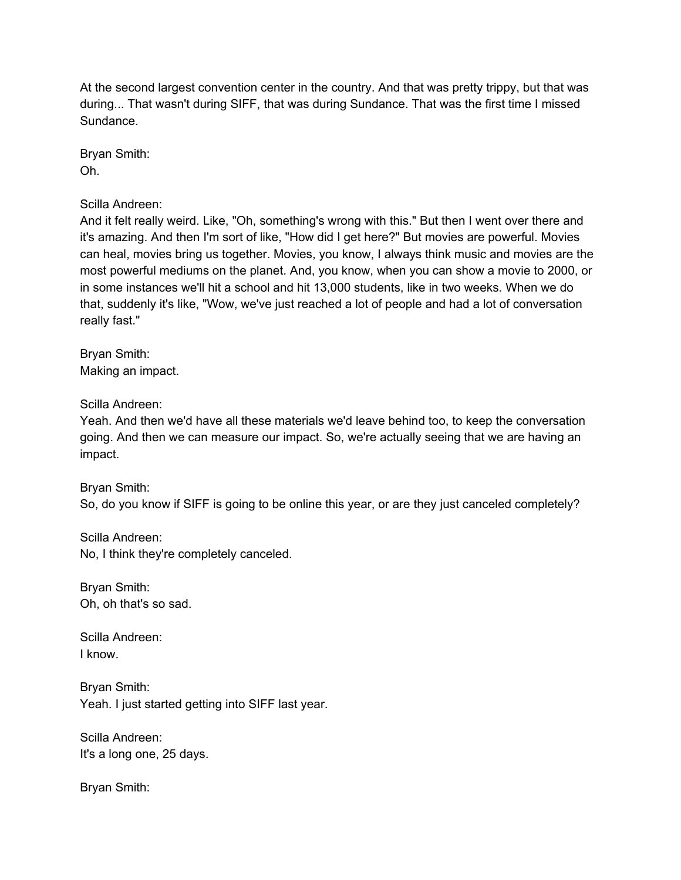At the second largest convention center in the country. And that was pretty trippy, but that was during... That wasn't during SIFF, that was during Sundance. That was the first time I missed Sundance.

Bryan Smith:
Oh.

Scilla Andreen:
And it felt really weird. Like, "Oh, something's wrong with this." But then I went over there and it's amazing. And then I'm sort of like, "How did I get here?" But movies are powerful. Movies can heal, movies bring us together. Movies, you know, I always think music and movies are the most powerful mediums on the planet. And, you know, when you can show a movie to 2000, or in some instances we'll hit a school and hit 13,000 students, like in two weeks. When we do that, suddenly it's like, "Wow, we've just reached a lot of people and had a lot of conversation really fast."

Bryan Smith:
Making an impact.

Scilla Andreen:
Yeah. And then we'd have all these materials we'd leave behind too, to keep the conversation going. And then we can measure our impact. So, we're actually seeing that we are having an impact.

Bryan Smith:
So, do you know if SIFF is going to be online this year, or are they just canceled completely?

Scilla Andreen:
No, I think they're completely canceled.

Bryan Smith:
Oh, oh that's so sad.

Scilla Andreen:
I know.

Bryan Smith:
Yeah. I just started getting into SIFF last year.

Scilla Andreen:
It's a long one, 25 days.

Bryan Smith: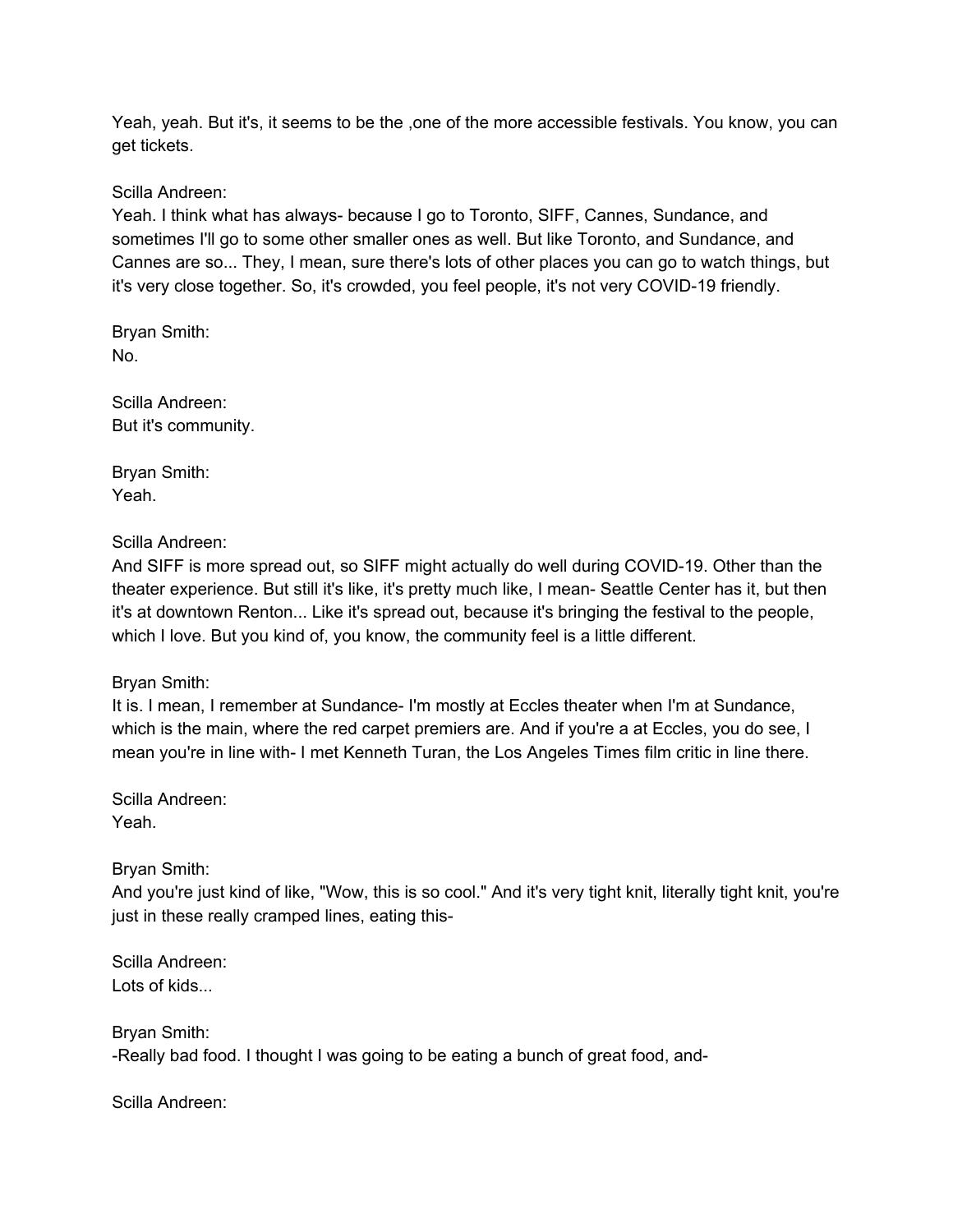Yeah, yeah. But it's, it seems to be the ,one of the more accessible festivals. You know, you can get tickets.

Scilla Andreen:
Yeah. I think what has always- because I go to Toronto, SIFF, Cannes, Sundance, and sometimes I'll go to some other smaller ones as well. But like Toronto, and Sundance, and Cannes are so... They, I mean, sure there's lots of other places you can go to watch things, but it's very close together. So, it's crowded, you feel people, it's not very COVID-19 friendly.

Bryan Smith:
No.

Scilla Andreen:
But it's community.

Bryan Smith:
Yeah.

Scilla Andreen:
And SIFF is more spread out, so SIFF might actually do well during COVID-19. Other than the theater experience. But still it's like, it's pretty much like, I mean- Seattle Center has it, but then it's at downtown Renton... Like it's spread out, because it's bringing the festival to the people, which I love. But you kind of, you know, the community feel is a little different.

Bryan Smith:
It is. I mean, I remember at Sundance- I'm mostly at Eccles theater when I'm at Sundance, which is the main, where the red carpet premiers are. And if you're a at Eccles, you do see, I mean you're in line with- I met Kenneth Turan, the Los Angeles Times film critic in line there.

Scilla Andreen:
Yeah.

Bryan Smith:
And you're just kind of like, "Wow, this is so cool." And it's very tight knit, literally tight knit, you're just in these really cramped lines, eating this-

Scilla Andreen:
Lots of kids...

Bryan Smith:
-Really bad food. I thought I was going to be eating a bunch of great food, and-

Scilla Andreen: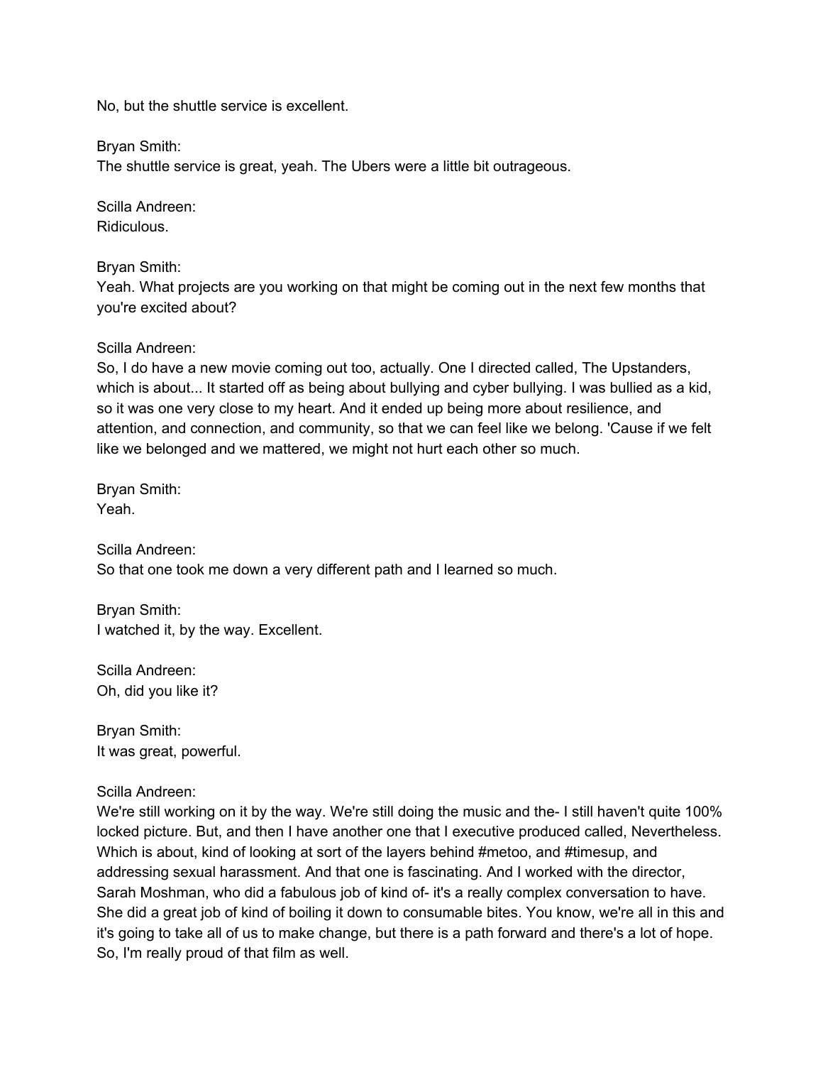No, but the shuttle service is excellent.

Bryan Smith:
The shuttle service is great, yeah. The Ubers were a little bit outrageous.

Scilla Andreen:
Ridiculous.

Bryan Smith:
Yeah. What projects are you working on that might be coming out in the next few months that you're excited about?

Scilla Andreen:
So, I do have a new movie coming out too, actually. One I directed called, The Upstanders, which is about... It started off as being about bullying and cyber bullying. I was bullied as a kid, so it was one very close to my heart. And it ended up being more about resilience, and attention, and connection, and community, so that we can feel like we belong. 'Cause if we felt like we belonged and we mattered, we might not hurt each other so much.

Bryan Smith:
Yeah.

Scilla Andreen:
So that one took me down a very different path and I learned so much.

Bryan Smith:
I watched it, by the way. Excellent.

Scilla Andreen:
Oh, did you like it?

Bryan Smith:
It was great, powerful.

Scilla Andreen:
We're still working on it by the way. We're still doing the music and the- I still haven't quite 100% locked picture. But, and then I have another one that I executive produced called, Nevertheless. Which is about, kind of looking at sort of the layers behind #metoo, and #timesup, and addressing sexual harassment. And that one is fascinating. And I worked with the director, Sarah Moshman, who did a fabulous job of kind of- it's a really complex conversation to have. She did a great job of kind of boiling it down to consumable bites. You know, we're all in this and it's going to take all of us to make change, but there is a path forward and there's a lot of hope. So, I'm really proud of that film as well.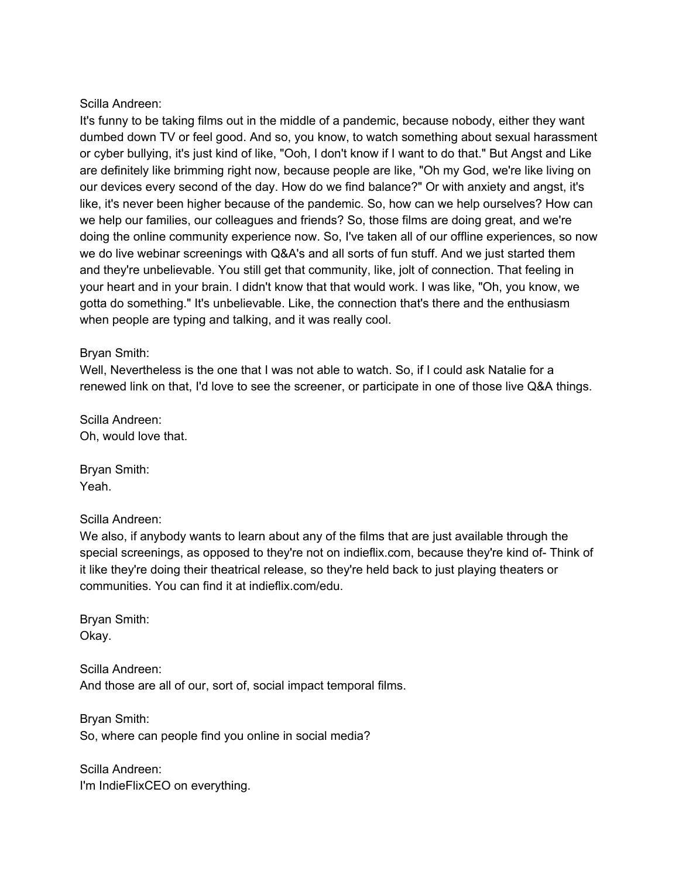Scilla Andreen:
It's funny to be taking films out in the middle of a pandemic, because nobody, either they want dumbed down TV or feel good. And so, you know, to watch something about sexual harassment or cyber bullying, it's just kind of like, "Ooh, I don't know if I want to do that." But Angst and Like are definitely like brimming right now, because people are like, "Oh my God, we're like living on our devices every second of the day. How do we find balance?" Or with anxiety and angst, it's like, it's never been higher because of the pandemic. So, how can we help ourselves? How can we help our families, our colleagues and friends? So, those films are doing great, and we're doing the online community experience now. So, I've taken all of our offline experiences, so now we do live webinar screenings with Q&A's and all sorts of fun stuff. And we just started them and they're unbelievable. You still get that community, like, jolt of connection. That feeling in your heart and in your brain. I didn't know that that would work. I was like, "Oh, you know, we gotta do something." It's unbelievable. Like, the connection that's there and the enthusiasm when people are typing and talking, and it was really cool.

Bryan Smith:
Well, Nevertheless is the one that I was not able to watch. So, if I could ask Natalie for a renewed link on that, I'd love to see the screener, or participate in one of those live Q&A things.

Scilla Andreen:
Oh, would love that.

Bryan Smith:
Yeah.

Scilla Andreen:
We also, if anybody wants to learn about any of the films that are just available through the special screenings, as opposed to they're not on indieflix.com, because they're kind of- Think of it like they're doing their theatrical release, so they're held back to just playing theaters or communities. You can find it at indieflix.com/edu.

Bryan Smith:
Okay.

Scilla Andreen:
And those are all of our, sort of, social impact temporal films.

Bryan Smith:
So, where can people find you online in social media?

Scilla Andreen:
I'm IndieFlixCEO on everything.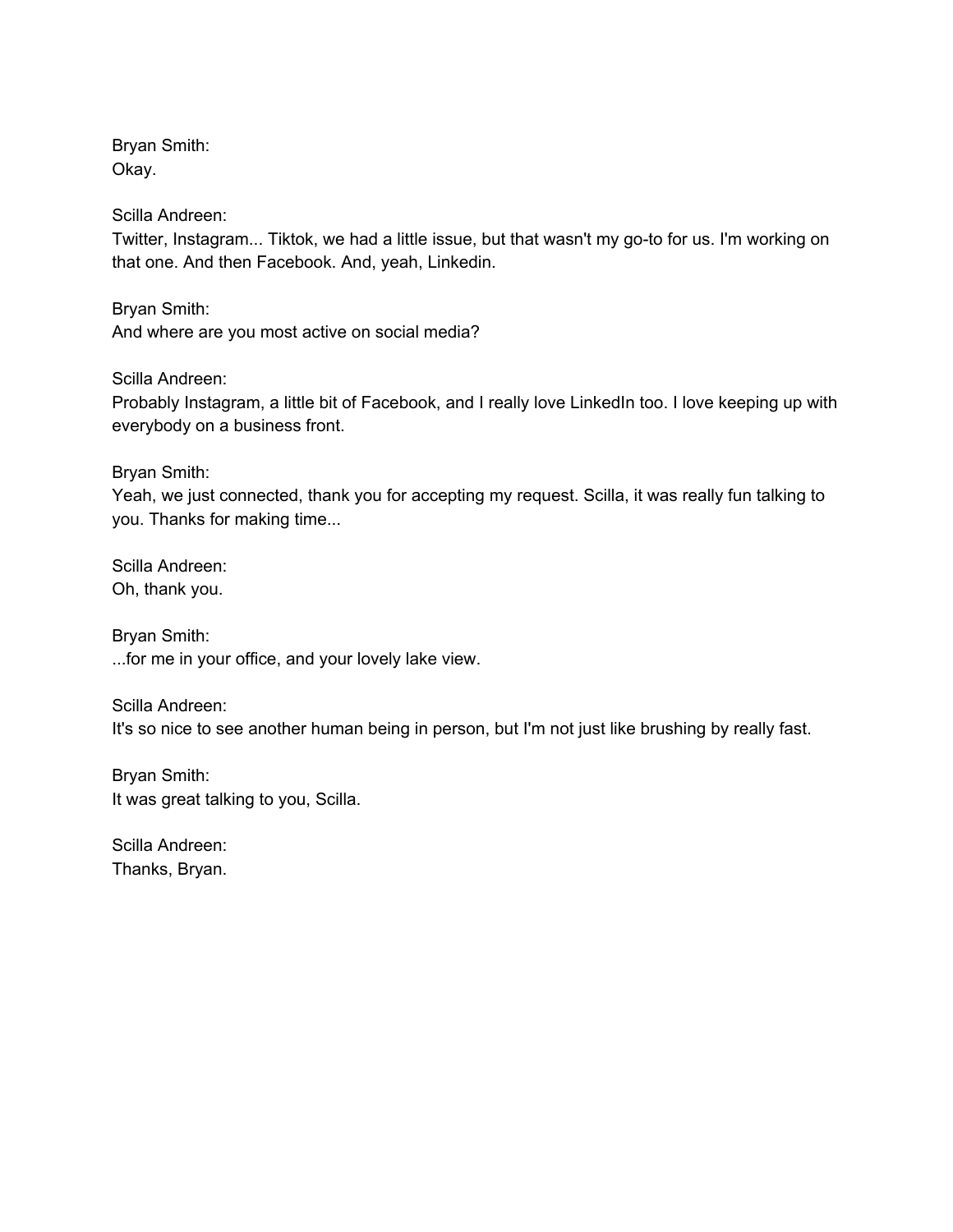Bryan Smith:
Okay.

Scilla Andreen:
Twitter, Instagram... Tiktok, we had a little issue, but that wasn't my go-to for us. I'm working on that one. And then Facebook. And, yeah, Linkedin.

Bryan Smith:
And where are you most active on social media?

Scilla Andreen:
Probably Instagram, a little bit of Facebook, and I really love LinkedIn too. I love keeping up with everybody on a business front.

Bryan Smith:
Yeah, we just connected, thank you for accepting my request. Scilla, it was really fun talking to you. Thanks for making time...

Scilla Andreen:
Oh, thank you.

Bryan Smith:
...for me in your office, and your lovely lake view.

Scilla Andreen:
It's so nice to see another human being in person, but I'm not just like brushing by really fast.

Bryan Smith:
It was great talking to you, Scilla.

Scilla Andreen:
Thanks, Bryan.